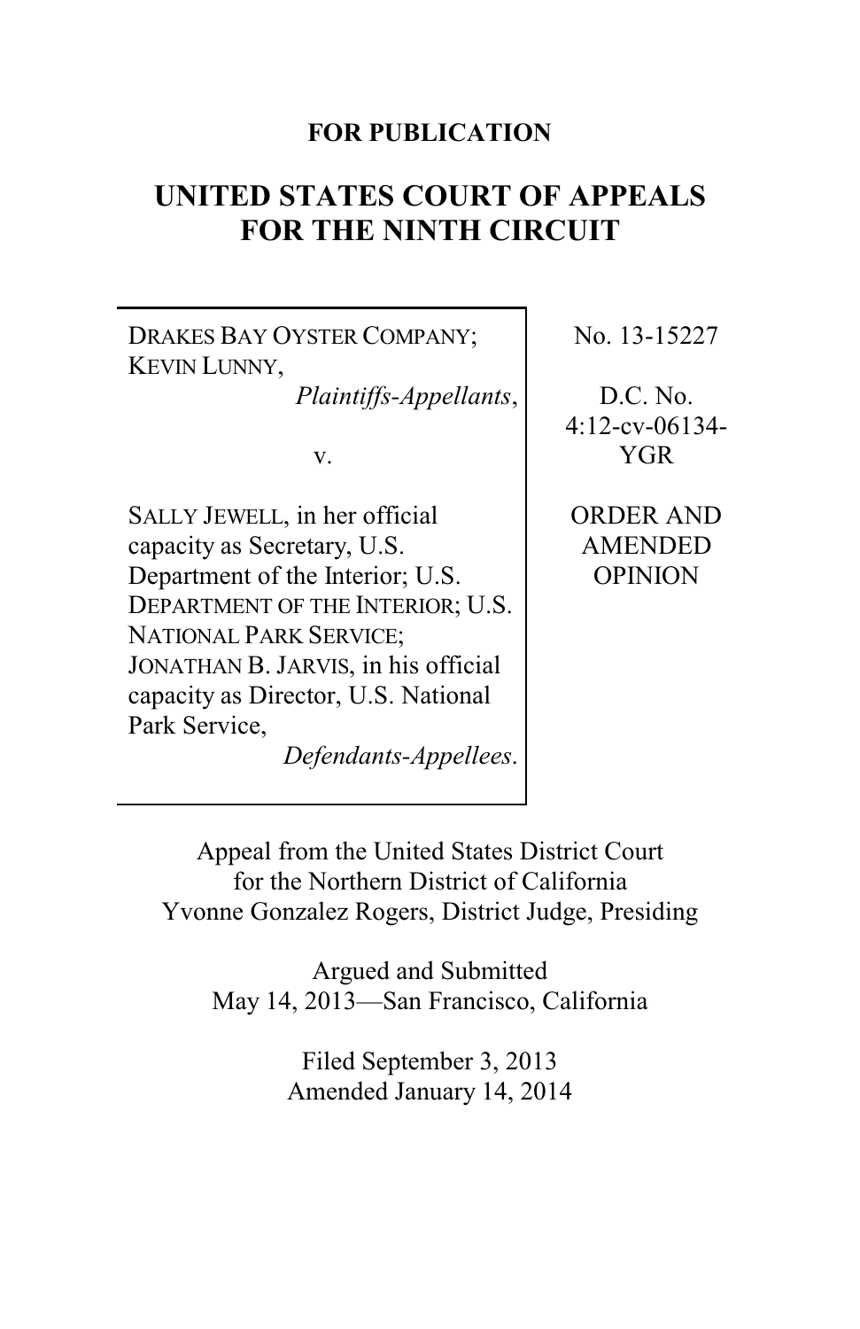**FOR PUBLICATION**

# UNITED STATES COURT OF APPEALS FOR THE NINTH CIRCUIT

DRAKES BAY OYSTER COMPANY; KEVIN LUNNY,
*Plaintiffs-Appellants*,

v.

SALLY JEWELL, in her official capacity as Secretary, U.S. Department of the Interior; U.S. DEPARTMENT OF THE INTERIOR; U.S. NATIONAL PARK SERVICE; JONATHAN B. JARVIS, in his official capacity as Director, U.S. National Park Service,
*Defendants-Appellees*.

No. 13-15227

D.C. No. 4:12-cv-06134-YGR

ORDER AND AMENDED OPINION

Appeal from the United States District Court for the Northern District of California
Yvonne Gonzalez Rogers, District Judge, Presiding

Argued and Submitted
May 14, 2013—San Francisco, California

Filed September 3, 2013
Amended January 14, 2014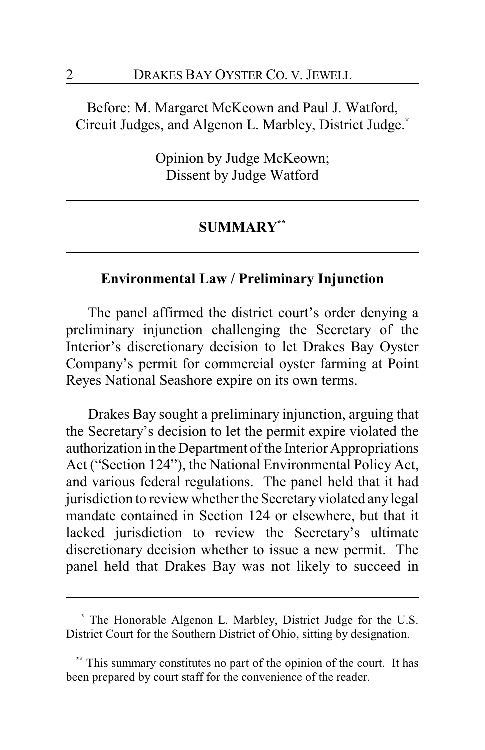Before: M. Margaret McKeown and Paul J. Watford, Circuit Judges, and Algenon L. Marbley, District Judge.*

Opinion by Judge McKeown;
Dissent by Judge Watford

## SUMMARY**

### Environmental Law / Preliminary Injunction

The panel affirmed the district court's order denying a preliminary injunction challenging the Secretary of the Interior's discretionary decision to let Drakes Bay Oyster Company's permit for commercial oyster farming at Point Reyes National Seashore expire on its own terms.

Drakes Bay sought a preliminary injunction, arguing that the Secretary's decision to let the permit expire violated the authorization in the Department of the Interior Appropriations Act ("Section 124"), the National Environmental Policy Act, and various federal regulations. The panel held that it had jurisdiction to review whether the Secretary violated any legal mandate contained in Section 124 or elsewhere, but that it lacked jurisdiction to review the Secretary's ultimate discretionary decision whether to issue a new permit. The panel held that Drakes Bay was not likely to succeed in

---

* The Honorable Algenon L. Marbley, District Judge for the U.S. District Court for the Southern District of Ohio, sitting by designation.

** This summary constitutes no part of the opinion of the court. It has been prepared by court staff for the convenience of the reader.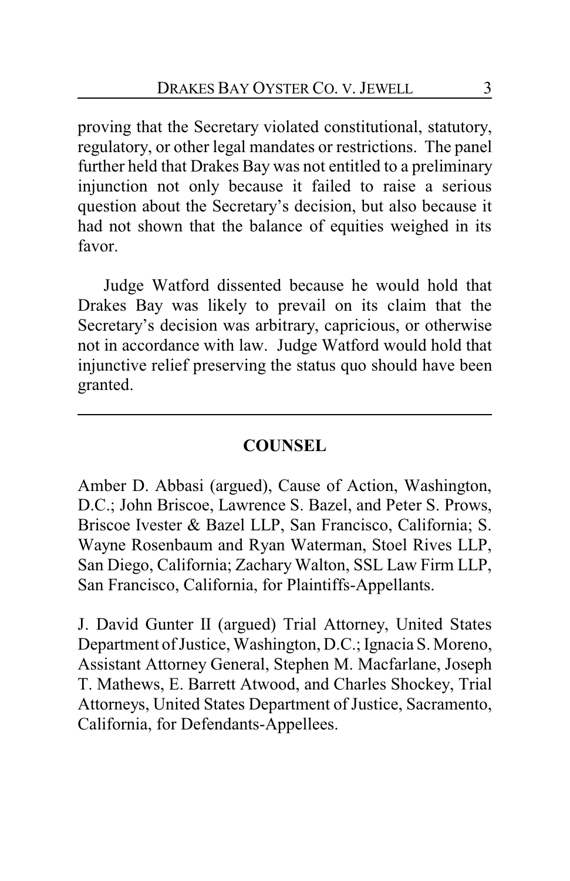proving that the Secretary violated constitutional, statutory, regulatory, or other legal mandates or restrictions. The panel further held that Drakes Bay was not entitled to a preliminary injunction not only because it failed to raise a serious question about the Secretary's decision, but also because it had not shown that the balance of equities weighed in its favor.

Judge Watford dissented because he would hold that Drakes Bay was likely to prevail on its claim that the Secretary's decision was arbitrary, capricious, or otherwise not in accordance with law. Judge Watford would hold that injunctive relief preserving the status quo should have been granted.

---

## COUNSEL

Amber D. Abbasi (argued), Cause of Action, Washington, D.C.; John Briscoe, Lawrence S. Bazel, and Peter S. Prows, Briscoe Ivester & Bazel LLP, San Francisco, California; S. Wayne Rosenbaum and Ryan Waterman, Stoel Rives LLP, San Diego, California; Zachary Walton, SSL Law Firm LLP, San Francisco, California, for Plaintiffs-Appellants.

J. David Gunter II (argued) Trial Attorney, United States Department of Justice, Washington, D.C.; Ignacia S. Moreno, Assistant Attorney General, Stephen M. Macfarlane, Joseph T. Mathews, E. Barrett Atwood, and Charles Shockey, Trial Attorneys, United States Department of Justice, Sacramento, California, for Defendants-Appellees.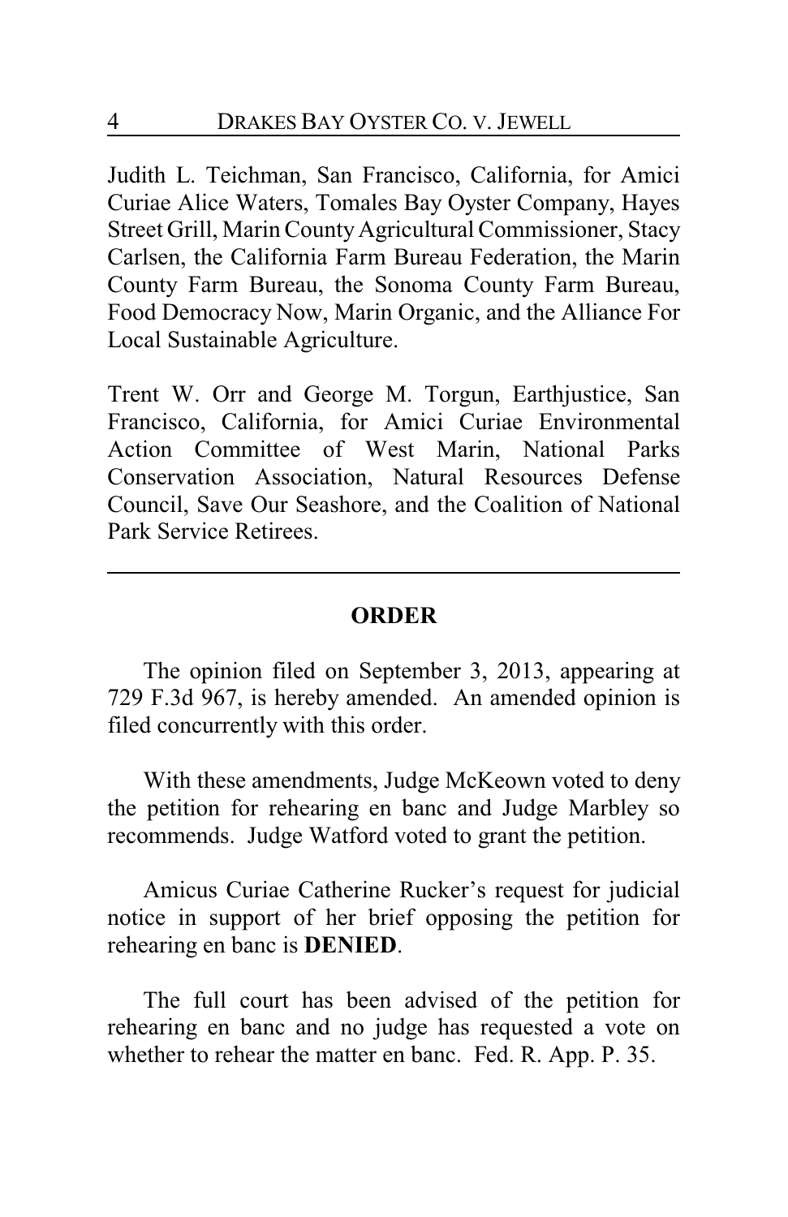Judith L. Teichman, San Francisco, California, for Amici Curiae Alice Waters, Tomales Bay Oyster Company, Hayes Street Grill, Marin County Agricultural Commissioner, Stacy Carlsen, the California Farm Bureau Federation, the Marin County Farm Bureau, the Sonoma County Farm Bureau, Food Democracy Now, Marin Organic, and the Alliance For Local Sustainable Agriculture.

Trent W. Orr and George M. Torgun, Earthjustice, San Francisco, California, for Amici Curiae Environmental Action Committee of West Marin, National Parks Conservation Association, Natural Resources Defense Council, Save Our Seashore, and the Coalition of National Park Service Retirees.

---

## ORDER

The opinion filed on September 3, 2013, appearing at 729 F.3d 967, is hereby amended. An amended opinion is filed concurrently with this order.

With these amendments, Judge McKeown voted to deny the petition for rehearing en banc and Judge Marbley so recommends. Judge Watford voted to grant the petition.

Amicus Curiae Catherine Rucker's request for judicial notice in support of her brief opposing the petition for rehearing en banc is **DENIED**.

The full court has been advised of the petition for rehearing en banc and no judge has requested a vote on whether to rehear the matter en banc. Fed. R. App. P. 35.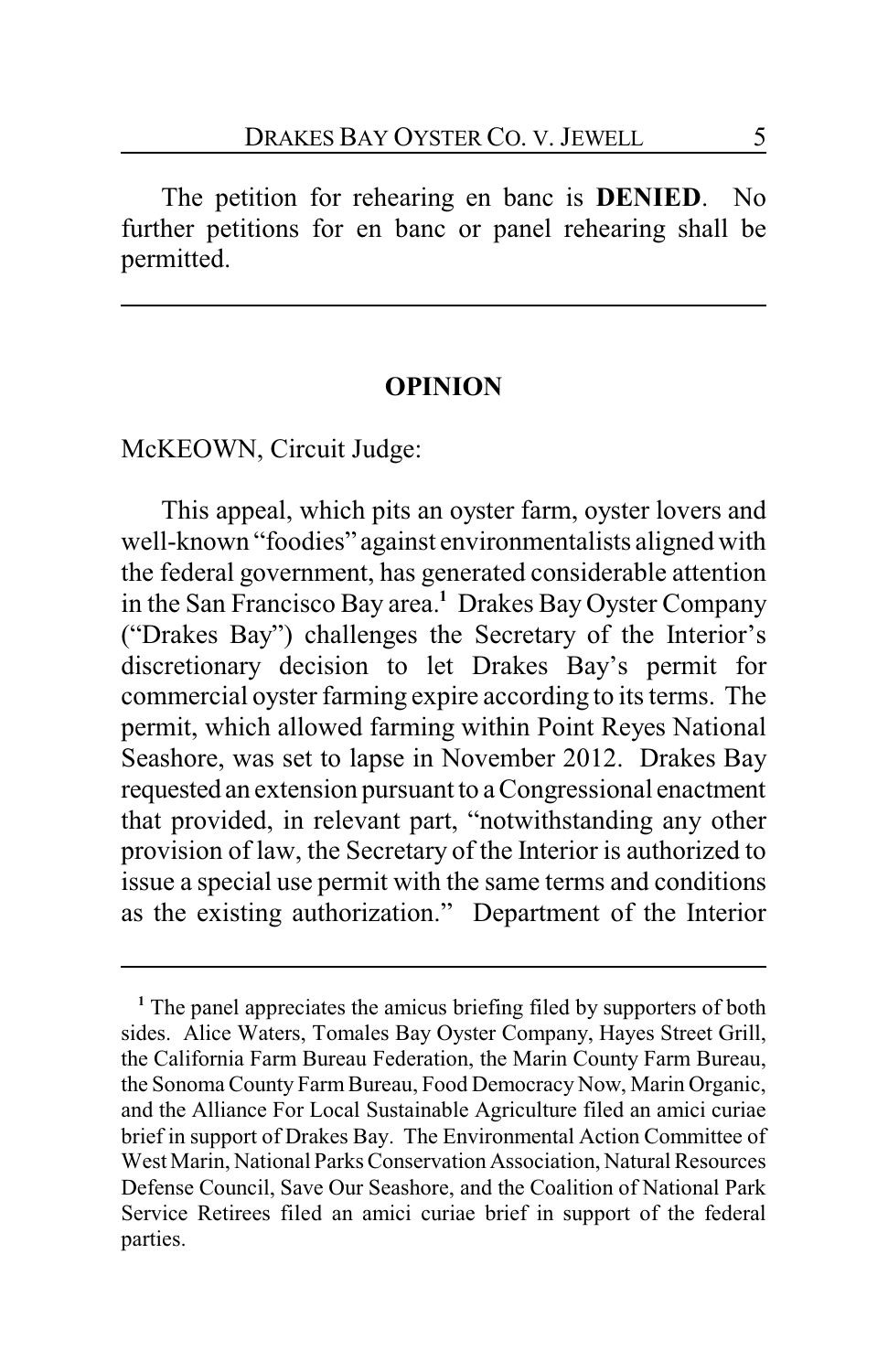The petition for rehearing en banc is **DENIED**. No further petitions for en banc or panel rehearing shall be permitted.

---

## OPINION

McKEOWN, Circuit Judge:

This appeal, which pits an oyster farm, oyster lovers and well-known "foodies" against environmentalists aligned with the federal government, has generated considerable attention in the San Francisco Bay area.[1] Drakes Bay Oyster Company ("Drakes Bay") challenges the Secretary of the Interior's discretionary decision to let Drakes Bay's permit for commercial oyster farming expire according to its terms. The permit, which allowed farming within Point Reyes National Seashore, was set to lapse in November 2012. Drakes Bay requested an extension pursuant to a Congressional enactment that provided, in relevant part, "notwithstanding any other provision of law, the Secretary of the Interior is authorized to issue a special use permit with the same terms and conditions as the existing authorization." Department of the Interior

---

[1] The panel appreciates the amicus briefing filed by supporters of both sides. Alice Waters, Tomales Bay Oyster Company, Hayes Street Grill, the California Farm Bureau Federation, the Marin County Farm Bureau, the Sonoma County Farm Bureau, Food Democracy Now, Marin Organic, and the Alliance For Local Sustainable Agriculture filed an amici curiae brief in support of Drakes Bay. The Environmental Action Committee of West Marin, National Parks Conservation Association, Natural Resources Defense Council, Save Our Seashore, and the Coalition of National Park Service Retirees filed an amici curiae brief in support of the federal parties.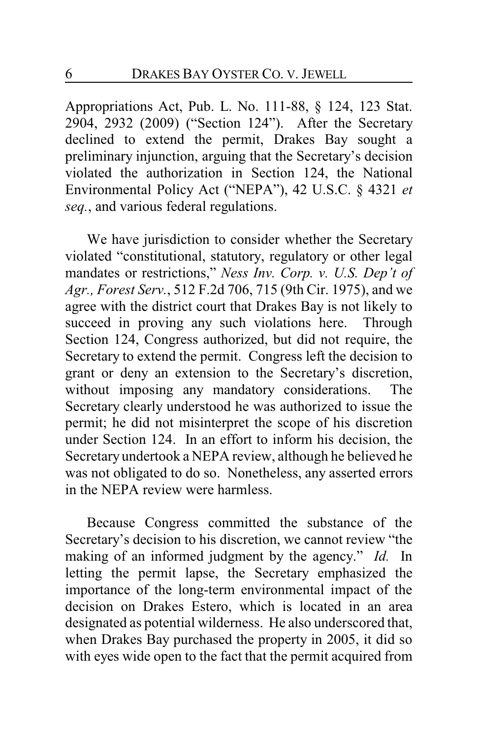Appropriations Act, Pub. L. No. 111-88, § 124, 123 Stat. 2904, 2932 (2009) ("Section 124"). After the Secretary declined to extend the permit, Drakes Bay sought a preliminary injunction, arguing that the Secretary's decision violated the authorization in Section 124, the National Environmental Policy Act ("NEPA"), 42 U.S.C. § 4321 *et seq.*, and various federal regulations.

We have jurisdiction to consider whether the Secretary violated "constitutional, statutory, regulatory or other legal mandates or restrictions," *Ness Inv. Corp. v. U.S. Dep't of Agr., Forest Serv.*, 512 F.2d 706, 715 (9th Cir. 1975), and we agree with the district court that Drakes Bay is not likely to succeed in proving any such violations here. Through Section 124, Congress authorized, but did not require, the Secretary to extend the permit. Congress left the decision to grant or deny an extension to the Secretary's discretion, without imposing any mandatory considerations. The Secretary clearly understood he was authorized to issue the permit; he did not misinterpret the scope of his discretion under Section 124. In an effort to inform his decision, the Secretary undertook a NEPA review, although he believed he was not obligated to do so. Nonetheless, any asserted errors in the NEPA review were harmless.

Because Congress committed the substance of the Secretary's decision to his discretion, we cannot review "the making of an informed judgment by the agency." *Id.* In letting the permit lapse, the Secretary emphasized the importance of the long-term environmental impact of the decision on Drakes Estero, which is located in an area designated as potential wilderness. He also underscored that, when Drakes Bay purchased the property in 2005, it did so with eyes wide open to the fact that the permit acquired from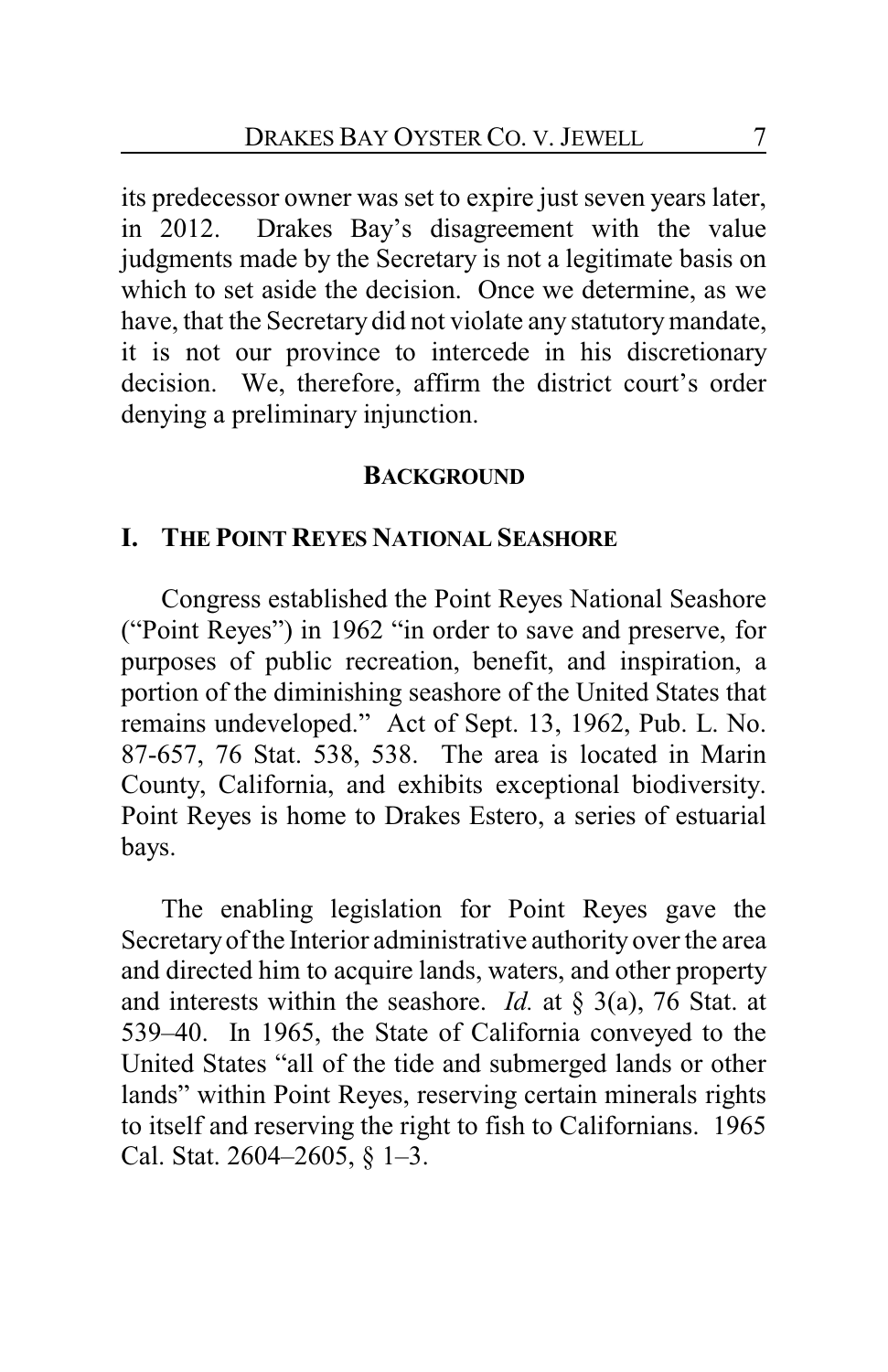its predecessor owner was set to expire just seven years later, in 2012. Drakes Bay's disagreement with the value judgments made by the Secretary is not a legitimate basis on which to set aside the decision. Once we determine, as we have, that the Secretary did not violate any statutory mandate, it is not our province to intercede in his discretionary decision. We, therefore, affirm the district court's order denying a preliminary injunction.

## BACKGROUND

### I. THE POINT REYES NATIONAL SEASHORE

Congress established the Point Reyes National Seashore ("Point Reyes") in 1962 "in order to save and preserve, for purposes of public recreation, benefit, and inspiration, a portion of the diminishing seashore of the United States that remains undeveloped." Act of Sept. 13, 1962, Pub. L. No. 87-657, 76 Stat. 538, 538. The area is located in Marin County, California, and exhibits exceptional biodiversity. Point Reyes is home to Drakes Estero, a series of estuarial bays.

The enabling legislation for Point Reyes gave the Secretary of the Interior administrative authority over the area and directed him to acquire lands, waters, and other property and interests within the seashore. *Id.* at § 3(a), 76 Stat. at 539–40. In 1965, the State of California conveyed to the United States "all of the tide and submerged lands or other lands" within Point Reyes, reserving certain minerals rights to itself and reserving the right to fish to Californians. 1965 Cal. Stat. 2604–2605, § 1–3.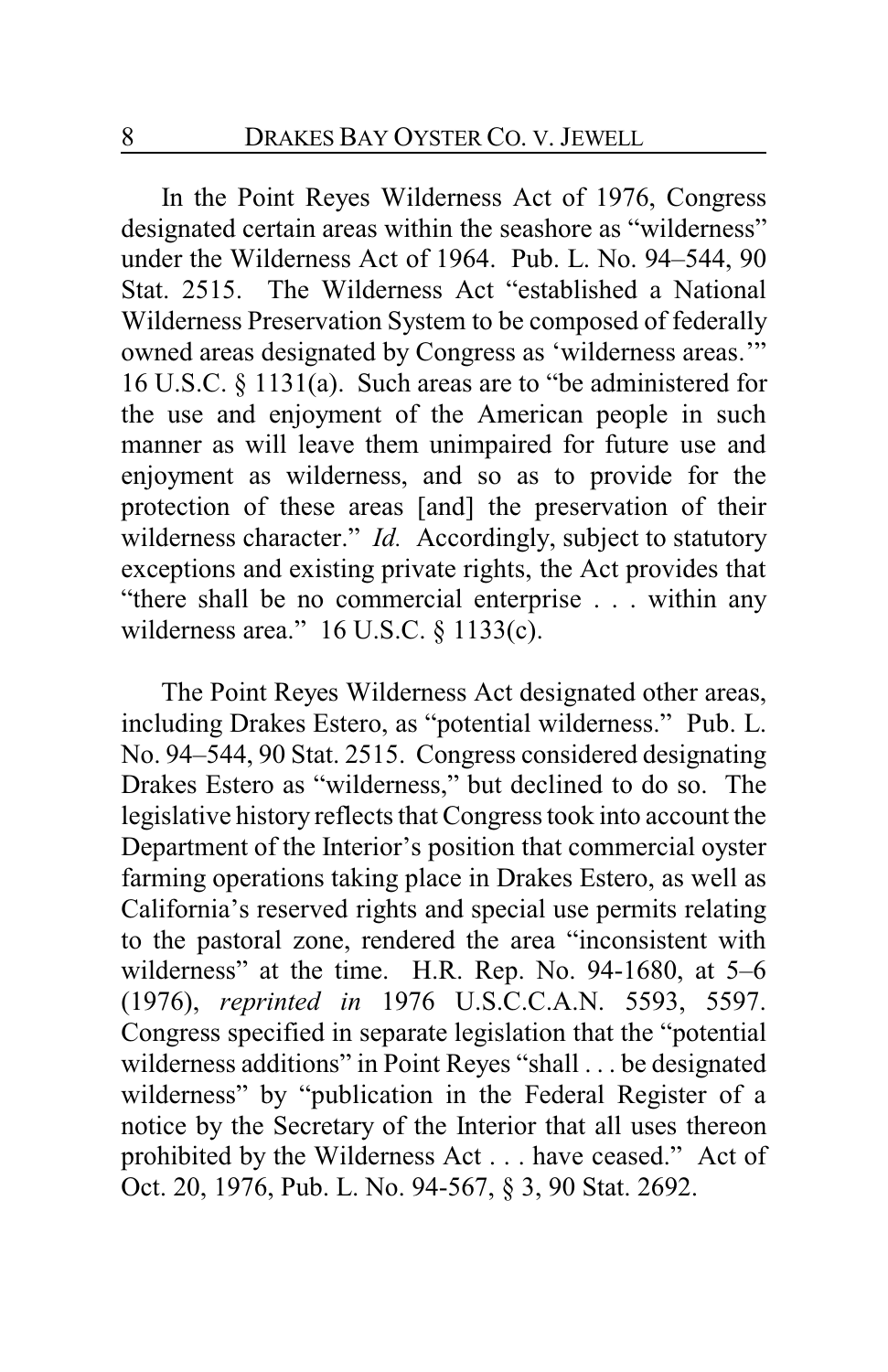In the Point Reyes Wilderness Act of 1976, Congress designated certain areas within the seashore as "wilderness" under the Wilderness Act of 1964. Pub. L. No. 94–544, 90 Stat. 2515. The Wilderness Act "established a National Wilderness Preservation System to be composed of federally owned areas designated by Congress as 'wilderness areas.'" 16 U.S.C. § 1131(a). Such areas are to "be administered for the use and enjoyment of the American people in such manner as will leave them unimpaired for future use and enjoyment as wilderness, and so as to provide for the protection of these areas [and] the preservation of their wilderness character." *Id.* Accordingly, subject to statutory exceptions and existing private rights, the Act provides that "there shall be no commercial enterprise . . . within any wilderness area." 16 U.S.C. § 1133(c).

The Point Reyes Wilderness Act designated other areas, including Drakes Estero, as "potential wilderness." Pub. L. No. 94–544, 90 Stat. 2515. Congress considered designating Drakes Estero as "wilderness," but declined to do so. The legislative history reflects that Congress took into account the Department of the Interior's position that commercial oyster farming operations taking place in Drakes Estero, as well as California's reserved rights and special use permits relating to the pastoral zone, rendered the area "inconsistent with wilderness" at the time. H.R. Rep. No. 94-1680, at 5–6 (1976), *reprinted in* 1976 U.S.C.C.A.N. 5593, 5597. Congress specified in separate legislation that the "potential wilderness additions" in Point Reyes "shall . . . be designated wilderness" by "publication in the Federal Register of a notice by the Secretary of the Interior that all uses thereon prohibited by the Wilderness Act . . . have ceased." Act of Oct. 20, 1976, Pub. L. No. 94-567, § 3, 90 Stat. 2692.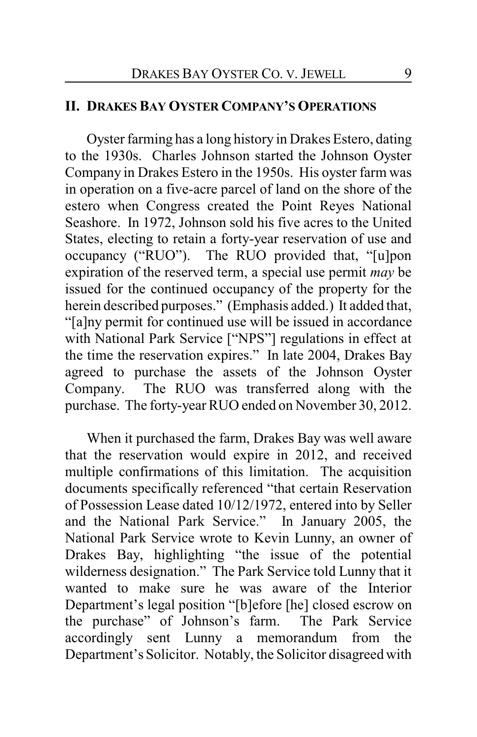## II. DRAKES BAY OYSTER COMPANY'S OPERATIONS

Oyster farming has a long history in Drakes Estero, dating to the 1930s. Charles Johnson started the Johnson Oyster Company in Drakes Estero in the 1950s. His oyster farm was in operation on a five-acre parcel of land on the shore of the estero when Congress created the Point Reyes National Seashore. In 1972, Johnson sold his five acres to the United States, electing to retain a forty-year reservation of use and occupancy ("RUO"). The RUO provided that, "[u]pon expiration of the reserved term, a special use permit *may* be issued for the continued occupancy of the property for the herein described purposes." (Emphasis added.) It added that, "[a]ny permit for continued use will be issued in accordance with National Park Service ["NPS"] regulations in effect at the time the reservation expires." In late 2004, Drakes Bay agreed to purchase the assets of the Johnson Oyster Company. The RUO was transferred along with the purchase. The forty-year RUO ended on November 30, 2012.

When it purchased the farm, Drakes Bay was well aware that the reservation would expire in 2012, and received multiple confirmations of this limitation. The acquisition documents specifically referenced "that certain Reservation of Possession Lease dated 10/12/1972, entered into by Seller and the National Park Service." In January 2005, the National Park Service wrote to Kevin Lunny, an owner of Drakes Bay, highlighting "the issue of the potential wilderness designation." The Park Service told Lunny that it wanted to make sure he was aware of the Interior Department's legal position "[b]efore [he] closed escrow on the purchase" of Johnson's farm. The Park Service accordingly sent Lunny a memorandum from the Department's Solicitor. Notably, the Solicitor disagreed with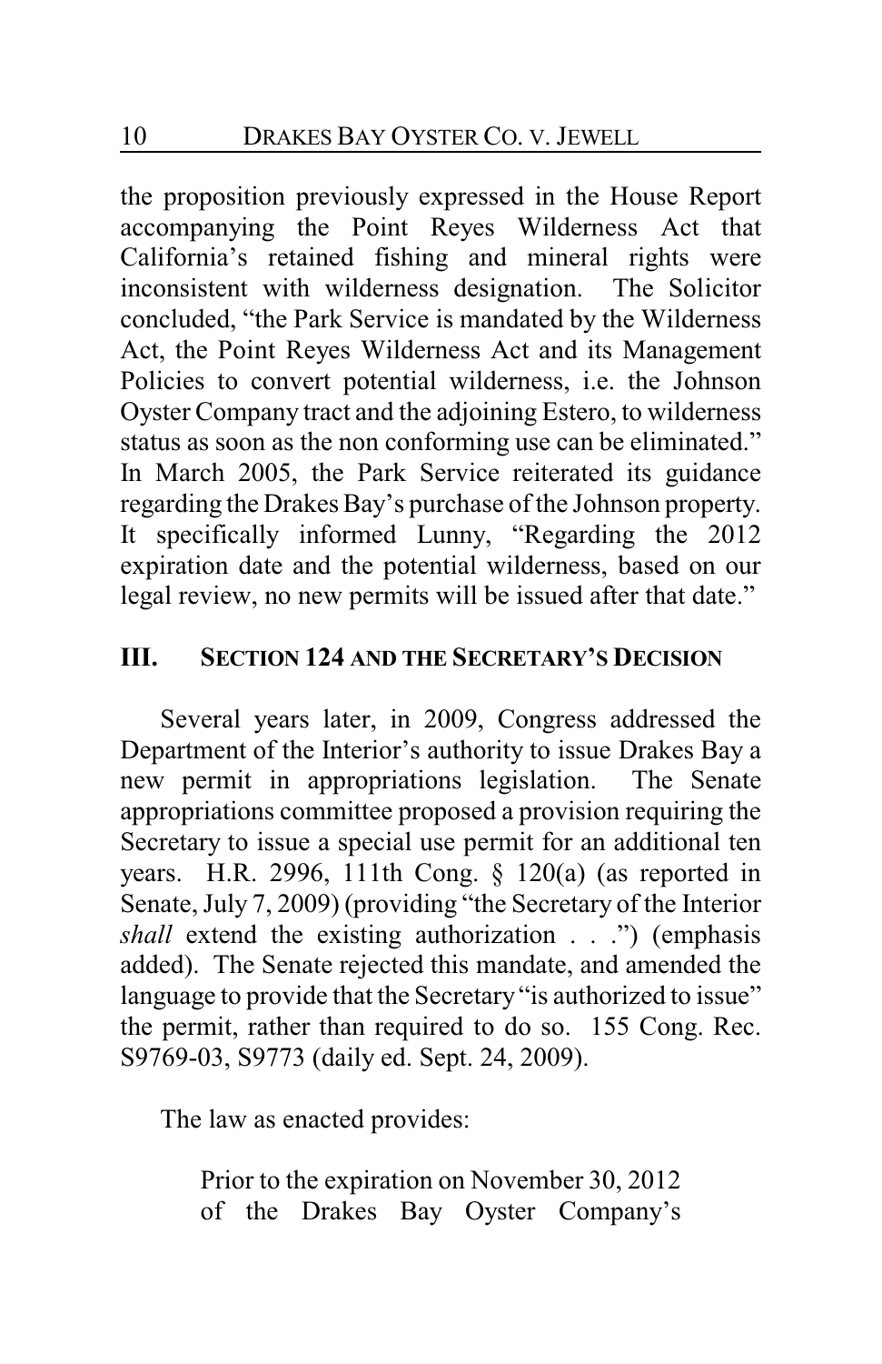the proposition previously expressed in the House Report accompanying the Point Reyes Wilderness Act that California's retained fishing and mineral rights were inconsistent with wilderness designation. The Solicitor concluded, "the Park Service is mandated by the Wilderness Act, the Point Reyes Wilderness Act and its Management Policies to convert potential wilderness, i.e. the Johnson Oyster Company tract and the adjoining Estero, to wilderness status as soon as the non conforming use can be eliminated." In March 2005, the Park Service reiterated its guidance regarding the Drakes Bay's purchase of the Johnson property. It specifically informed Lunny, "Regarding the 2012 expiration date and the potential wilderness, based on our legal review, no new permits will be issued after that date."

## III. SECTION 124 AND THE SECRETARY'S DECISION

Several years later, in 2009, Congress addressed the Department of the Interior's authority to issue Drakes Bay a new permit in appropriations legislation. The Senate appropriations committee proposed a provision requiring the Secretary to issue a special use permit for an additional ten years. H.R. 2996, 111th Cong. § 120(a) (as reported in Senate, July 7, 2009) (providing "the Secretary of the Interior *shall* extend the existing authorization . . .") (emphasis added). The Senate rejected this mandate, and amended the language to provide that the Secretary "is authorized to issue" the permit, rather than required to do so. 155 Cong. Rec. S9769-03, S9773 (daily ed. Sept. 24, 2009).

The law as enacted provides:

> Prior to the expiration on November 30, 2012 of the Drakes Bay Oyster Company's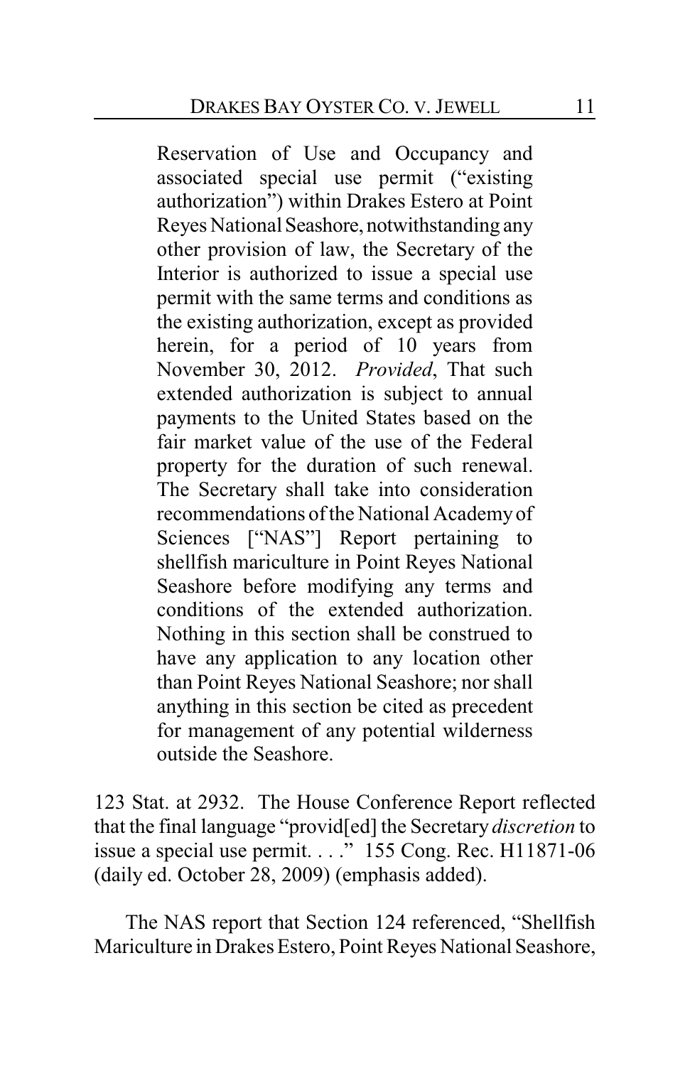> Reservation of Use and Occupancy and associated special use permit ("existing authorization") within Drakes Estero at Point Reyes National Seashore, notwithstanding any other provision of law, the Secretary of the Interior is authorized to issue a special use permit with the same terms and conditions as the existing authorization, except as provided herein, for a period of 10 years from November 30, 2012. *Provided*, That such extended authorization is subject to annual payments to the United States based on the fair market value of the use of the Federal property for the duration of such renewal. The Secretary shall take into consideration recommendations of the National Academy of Sciences ["NAS"] Report pertaining to shellfish mariculture in Point Reyes National Seashore before modifying any terms and conditions of the extended authorization. Nothing in this section shall be construed to have any application to any location other than Point Reyes National Seashore; nor shall anything in this section be cited as precedent for management of any potential wilderness outside the Seashore.

123 Stat. at 2932. The House Conference Report reflected that the final language "provid[ed] the Secretary *discretion* to issue a special use permit. . . ." 155 Cong. Rec. H11871-06 (daily ed. October 28, 2009) (emphasis added).

The NAS report that Section 124 referenced, "Shellfish Mariculture in Drakes Estero, Point Reyes National Seashore,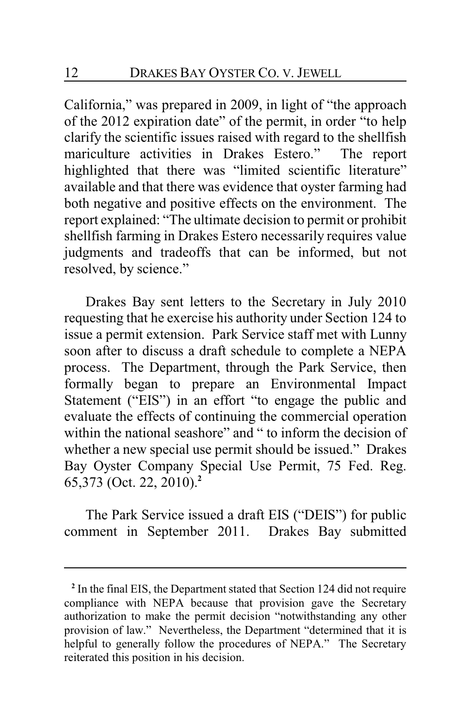California," was prepared in 2009, in light of "the approach of the 2012 expiration date" of the permit, in order "to help clarify the scientific issues raised with regard to the shellfish mariculture activities in Drakes Estero." The report highlighted that there was "limited scientific literature" available and that there was evidence that oyster farming had both negative and positive effects on the environment. The report explained: "The ultimate decision to permit or prohibit shellfish farming in Drakes Estero necessarily requires value judgments and tradeoffs that can be informed, but not resolved, by science."

Drakes Bay sent letters to the Secretary in July 2010 requesting that he exercise his authority under Section 124 to issue a permit extension. Park Service staff met with Lunny soon after to discuss a draft schedule to complete a NEPA process. The Department, through the Park Service, then formally began to prepare an Environmental Impact Statement ("EIS") in an effort "to engage the public and evaluate the effects of continuing the commercial operation within the national seashore" and " to inform the decision of whether a new special use permit should be issued." Drakes Bay Oyster Company Special Use Permit, 75 Fed. Reg. 65,373 (Oct. 22, 2010).[2]

The Park Service issued a draft EIS ("DEIS") for public comment in September 2011. Drakes Bay submitted

---

[2] In the final EIS, the Department stated that Section 124 did not require compliance with NEPA because that provision gave the Secretary authorization to make the permit decision "notwithstanding any other provision of law." Nevertheless, the Department "determined that it is helpful to generally follow the procedures of NEPA." The Secretary reiterated this position in his decision.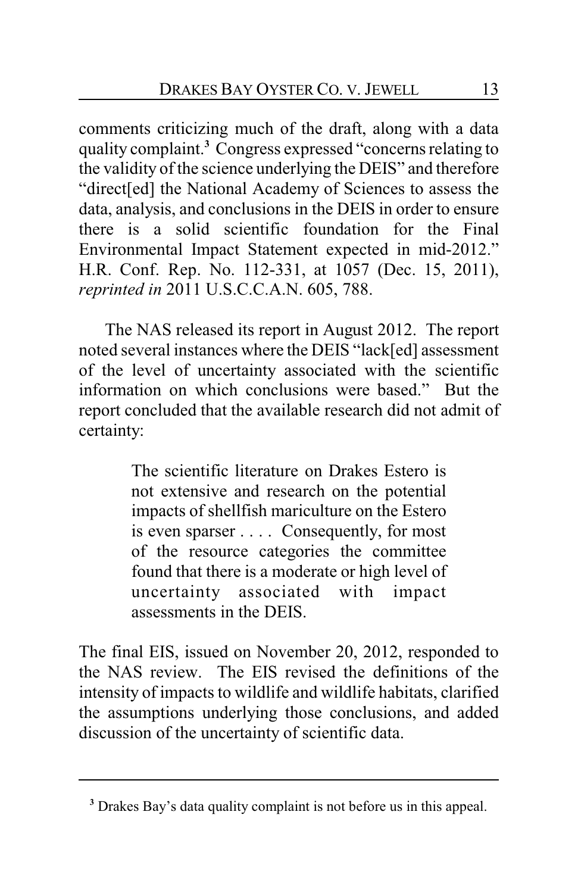comments criticizing much of the draft, along with a data quality complaint.[3] Congress expressed "concerns relating to the validity of the science underlying the DEIS" and therefore "direct[ed] the National Academy of Sciences to assess the data, analysis, and conclusions in the DEIS in order to ensure there is a solid scientific foundation for the Final Environmental Impact Statement expected in mid-2012." H.R. Conf. Rep. No. 112-331, at 1057 (Dec. 15, 2011), *reprinted in* 2011 U.S.C.C.A.N. 605, 788.

The NAS released its report in August 2012. The report noted several instances where the DEIS "lack[ed] assessment of the level of uncertainty associated with the scientific information on which conclusions were based." But the report concluded that the available research did not admit of certainty:

> The scientific literature on Drakes Estero is not extensive and research on the potential impacts of shellfish mariculture on the Estero is even sparser . . . . Consequently, for most of the resource categories the committee found that there is a moderate or high level of uncertainty associated with impact assessments in the DEIS.

The final EIS, issued on November 20, 2012, responded to the NAS review. The EIS revised the definitions of the intensity of impacts to wildlife and wildlife habitats, clarified the assumptions underlying those conclusions, and added discussion of the uncertainty of scientific data.

---

[3] Drakes Bay's data quality complaint is not before us in this appeal.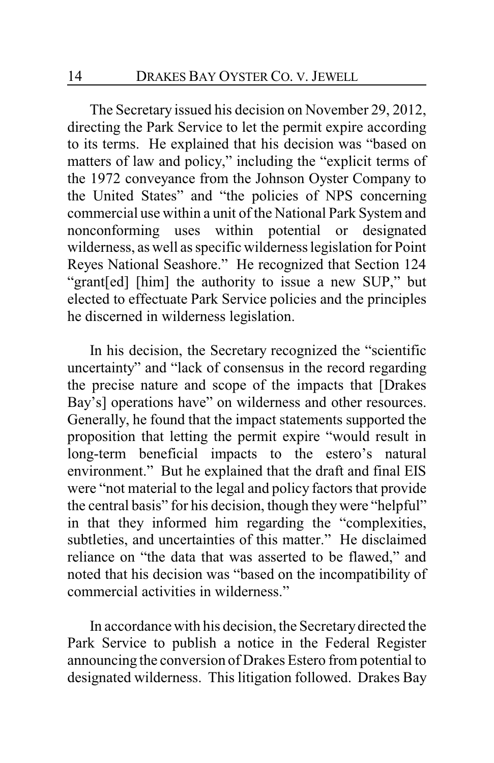The Secretary issued his decision on November 29, 2012, directing the Park Service to let the permit expire according to its terms. He explained that his decision was "based on matters of law and policy," including the "explicit terms of the 1972 conveyance from the Johnson Oyster Company to the United States" and "the policies of NPS concerning commercial use within a unit of the National Park System and nonconforming uses within potential or designated wilderness, as well as specific wilderness legislation for Point Reyes National Seashore." He recognized that Section 124 "grant[ed] [him] the authority to issue a new SUP," but elected to effectuate Park Service policies and the principles he discerned in wilderness legislation.

In his decision, the Secretary recognized the "scientific uncertainty" and "lack of consensus in the record regarding the precise nature and scope of the impacts that [Drakes Bay's] operations have" on wilderness and other resources. Generally, he found that the impact statements supported the proposition that letting the permit expire "would result in long-term beneficial impacts to the estero's natural environment." But he explained that the draft and final EIS were "not material to the legal and policy factors that provide the central basis" for his decision, though they were "helpful" in that they informed him regarding the "complexities, subtleties, and uncertainties of this matter." He disclaimed reliance on "the data that was asserted to be flawed," and noted that his decision was "based on the incompatibility of commercial activities in wilderness."

In accordance with his decision, the Secretary directed the Park Service to publish a notice in the Federal Register announcing the conversion of Drakes Estero from potential to designated wilderness. This litigation followed. Drakes Bay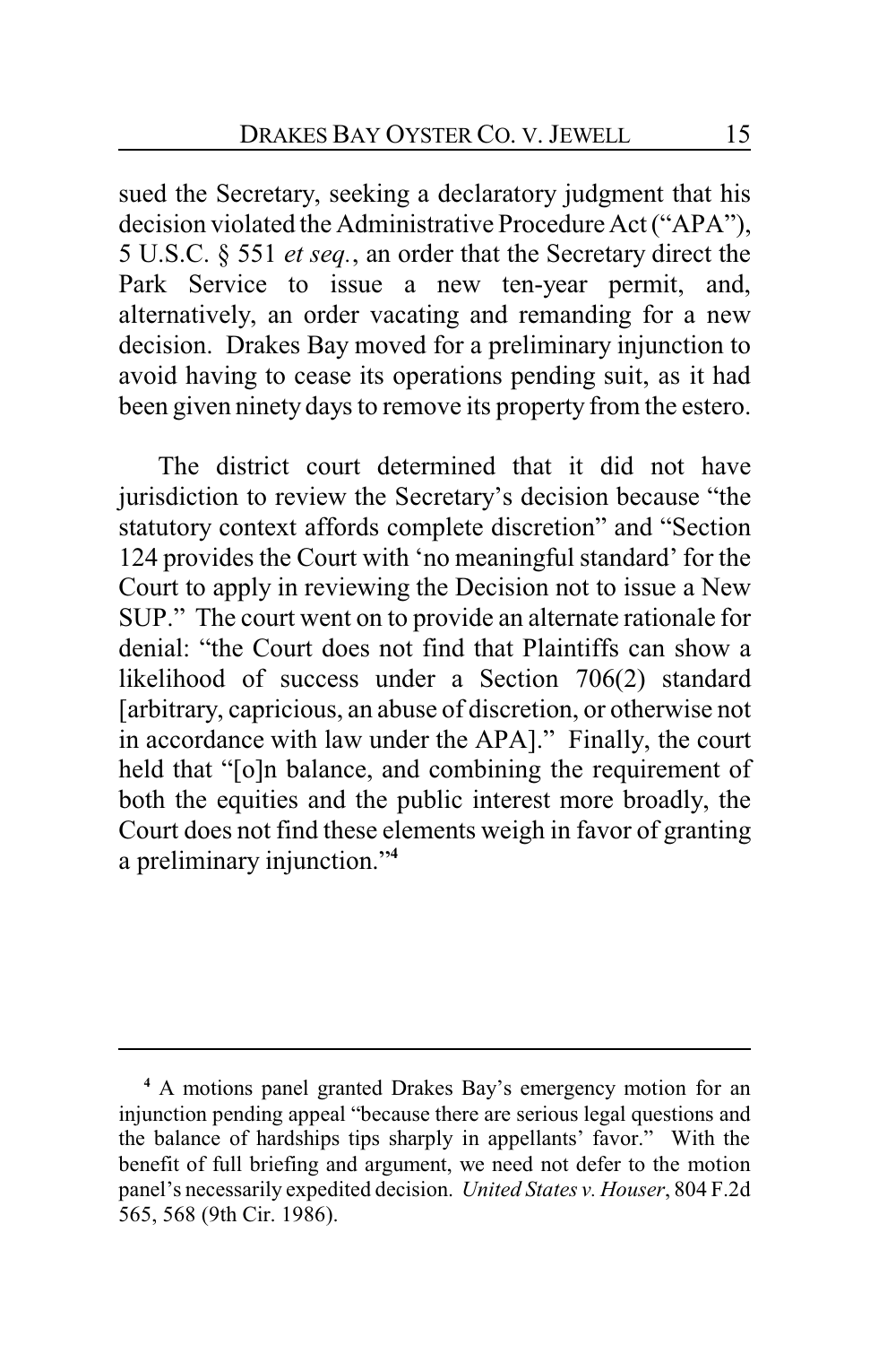sued the Secretary, seeking a declaratory judgment that his decision violated the Administrative Procedure Act ("APA"), 5 U.S.C. § 551 *et seq.*, an order that the Secretary direct the Park Service to issue a new ten-year permit, and, alternatively, an order vacating and remanding for a new decision. Drakes Bay moved for a preliminary injunction to avoid having to cease its operations pending suit, as it had been given ninety days to remove its property from the estero.

The district court determined that it did not have jurisdiction to review the Secretary's decision because "the statutory context affords complete discretion" and "Section 124 provides the Court with 'no meaningful standard' for the Court to apply in reviewing the Decision not to issue a New SUP." The court went on to provide an alternate rationale for denial: "the Court does not find that Plaintiffs can show a likelihood of success under a Section 706(2) standard [arbitrary, capricious, an abuse of discretion, or otherwise not in accordance with law under the APA]." Finally, the court held that "[o]n balance, and combining the requirement of both the equities and the public interest more broadly, the Court does not find these elements weigh in favor of granting a preliminary injunction."[4]

---

[4] A motions panel granted Drakes Bay's emergency motion for an injunction pending appeal "because there are serious legal questions and the balance of hardships tips sharply in appellants' favor." With the benefit of full briefing and argument, we need not defer to the motion panel's necessarily expedited decision. *United States v. Houser*, 804 F.2d 565, 568 (9th Cir. 1986).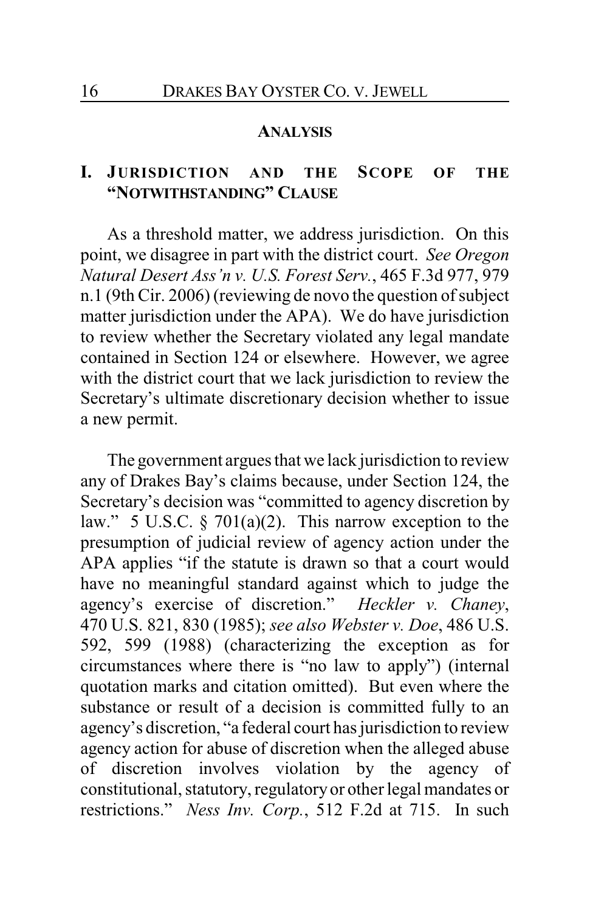## ANALYSIS

### I. JURISDICTION AND THE SCOPE OF THE "NOTWITHSTANDING" CLAUSE

As a threshold matter, we address jurisdiction. On this point, we disagree in part with the district court. *See Oregon Natural Desert Ass'n v. U.S. Forest Serv.*, 465 F.3d 977, 979 n.1 (9th Cir. 2006) (reviewing de novo the question of subject matter jurisdiction under the APA). We do have jurisdiction to review whether the Secretary violated any legal mandate contained in Section 124 or elsewhere. However, we agree with the district court that we lack jurisdiction to review the Secretary's ultimate discretionary decision whether to issue a new permit.

The government argues that we lack jurisdiction to review any of Drakes Bay's claims because, under Section 124, the Secretary's decision was "committed to agency discretion by law." 5 U.S.C. § 701(a)(2). This narrow exception to the presumption of judicial review of agency action under the APA applies "if the statute is drawn so that a court would have no meaningful standard against which to judge the agency's exercise of discretion." *Heckler v. Chaney*, 470 U.S. 821, 830 (1985); *see also Webster v. Doe*, 486 U.S. 592, 599 (1988) (characterizing the exception as for circumstances where there is "no law to apply") (internal quotation marks and citation omitted). But even where the substance or result of a decision is committed fully to an agency's discretion, "a federal court has jurisdiction to review agency action for abuse of discretion when the alleged abuse of discretion involves violation by the agency of constitutional, statutory, regulatory or other legal mandates or restrictions." *Ness Inv. Corp.*, 512 F.2d at 715. In such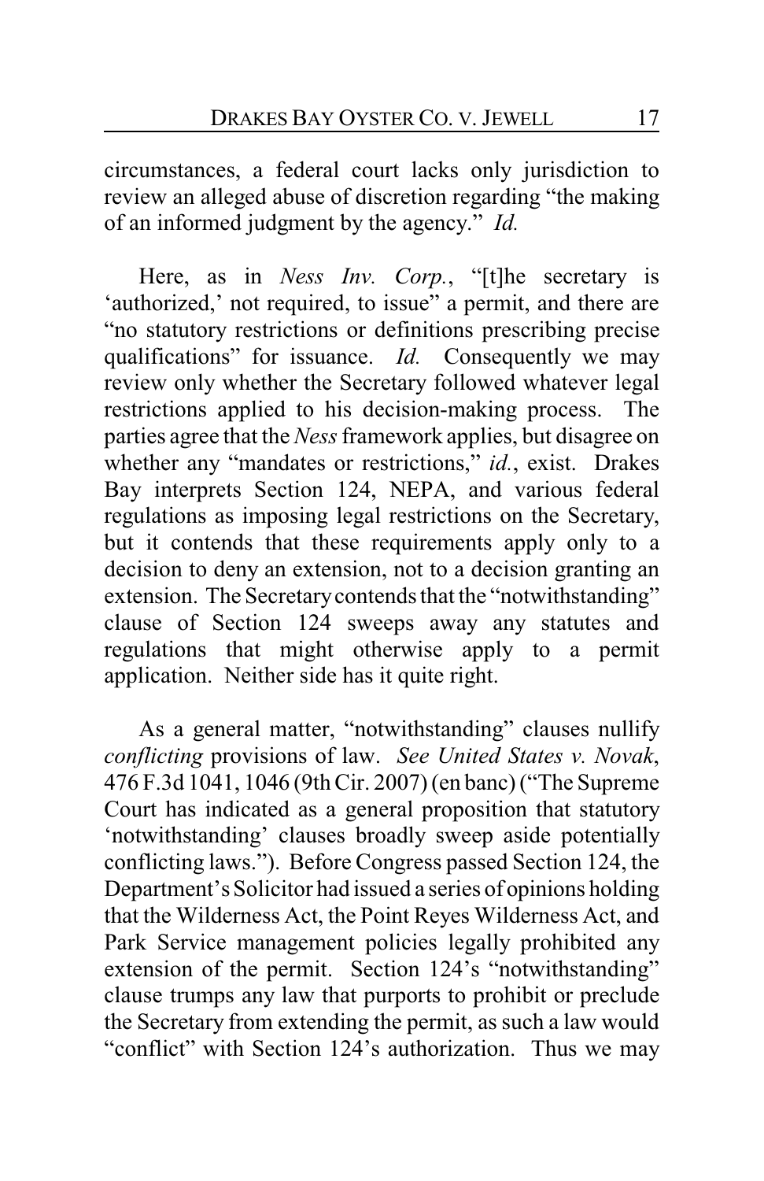circumstances, a federal court lacks only jurisdiction to review an alleged abuse of discretion regarding "the making of an informed judgment by the agency." *Id.*

Here, as in *Ness Inv. Corp.*, "[t]he secretary is 'authorized,' not required, to issue" a permit, and there are "no statutory restrictions or definitions prescribing precise qualifications" for issuance. *Id.* Consequently we may review only whether the Secretary followed whatever legal restrictions applied to his decision-making process. The parties agree that the *Ness* framework applies, but disagree on whether any "mandates or restrictions," *id.*, exist. Drakes Bay interprets Section 124, NEPA, and various federal regulations as imposing legal restrictions on the Secretary, but it contends that these requirements apply only to a decision to deny an extension, not to a decision granting an extension. The Secretary contends that the "notwithstanding" clause of Section 124 sweeps away any statutes and regulations that might otherwise apply to a permit application. Neither side has it quite right.

As a general matter, "notwithstanding" clauses nullify *conflicting* provisions of law. *See United States v. Novak*, 476 F.3d 1041, 1046 (9th Cir. 2007) (en banc) ("The Supreme Court has indicated as a general proposition that statutory 'notwithstanding' clauses broadly sweep aside potentially conflicting laws."). Before Congress passed Section 124, the Department's Solicitor had issued a series of opinions holding that the Wilderness Act, the Point Reyes Wilderness Act, and Park Service management policies legally prohibited any extension of the permit. Section 124's "notwithstanding" clause trumps any law that purports to prohibit or preclude the Secretary from extending the permit, as such a law would "conflict" with Section 124's authorization. Thus we may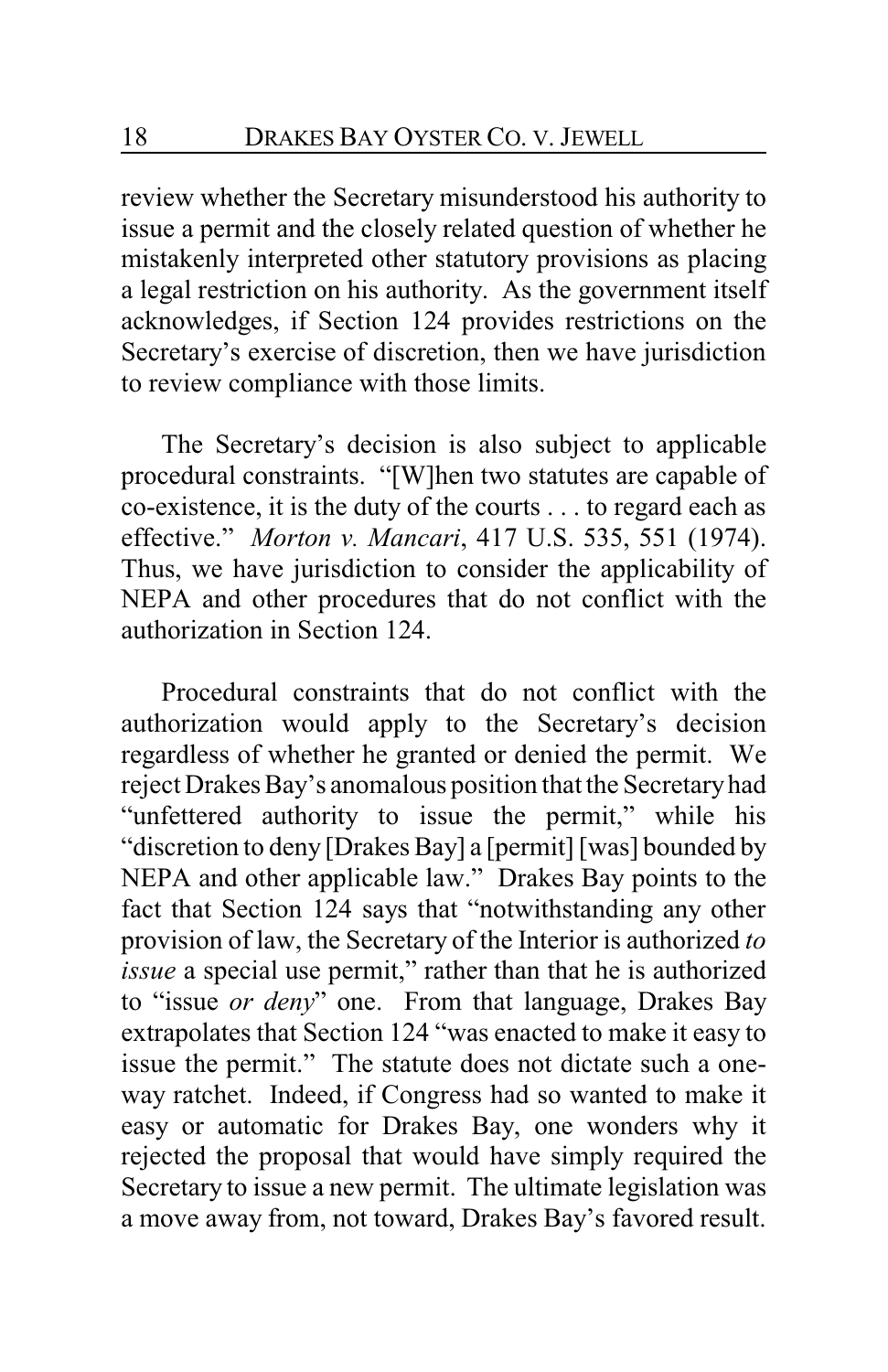review whether the Secretary misunderstood his authority to issue a permit and the closely related question of whether he mistakenly interpreted other statutory provisions as placing a legal restriction on his authority. As the government itself acknowledges, if Section 124 provides restrictions on the Secretary's exercise of discretion, then we have jurisdiction to review compliance with those limits.

The Secretary's decision is also subject to applicable procedural constraints. "[W]hen two statutes are capable of co-existence, it is the duty of the courts . . . to regard each as effective." *Morton v. Mancari*, 417 U.S. 535, 551 (1974). Thus, we have jurisdiction to consider the applicability of NEPA and other procedures that do not conflict with the authorization in Section 124.

Procedural constraints that do not conflict with the authorization would apply to the Secretary's decision regardless of whether he granted or denied the permit. We reject Drakes Bay's anomalous position that the Secretary had "unfettered authority to issue the permit," while his "discretion to deny [Drakes Bay] a [permit] [was] bounded by NEPA and other applicable law." Drakes Bay points to the fact that Section 124 says that "notwithstanding any other provision of law, the Secretary of the Interior is authorized *to issue* a special use permit," rather than that he is authorized to "issue *or deny*" one. From that language, Drakes Bay extrapolates that Section 124 "was enacted to make it easy to issue the permit." The statute does not dictate such a one-way ratchet. Indeed, if Congress had so wanted to make it easy or automatic for Drakes Bay, one wonders why it rejected the proposal that would have simply required the Secretary to issue a new permit. The ultimate legislation was a move away from, not toward, Drakes Bay's favored result.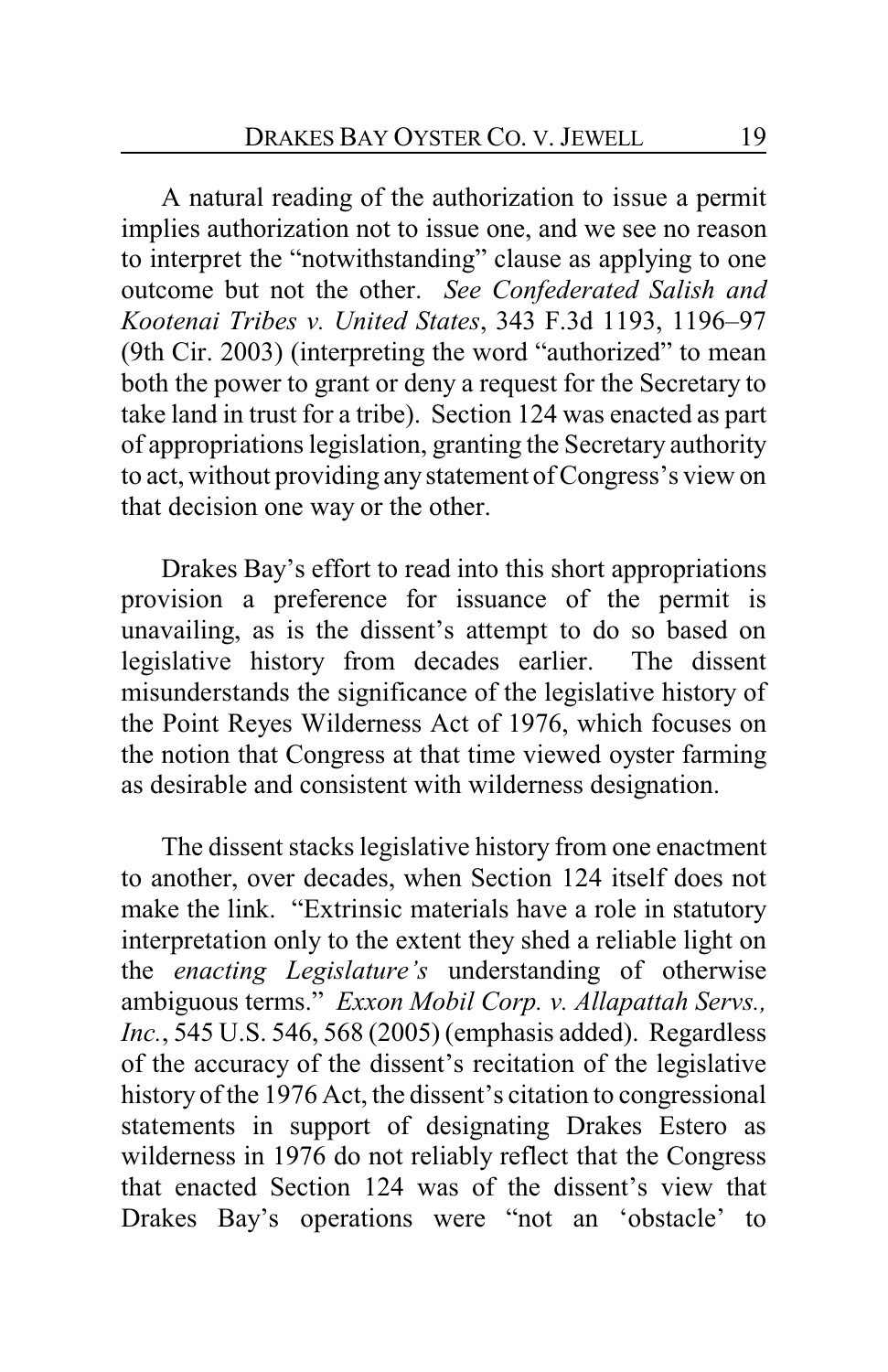A natural reading of the authorization to issue a permit implies authorization not to issue one, and we see no reason to interpret the "notwithstanding" clause as applying to one outcome but not the other. *See Confederated Salish and Kootenai Tribes v. United States*, 343 F.3d 1193, 1196–97 (9th Cir. 2003) (interpreting the word "authorized" to mean both the power to grant or deny a request for the Secretary to take land in trust for a tribe). Section 124 was enacted as part of appropriations legislation, granting the Secretary authority to act, without providing any statement of Congress's view on that decision one way or the other.

Drakes Bay's effort to read into this short appropriations provision a preference for issuance of the permit is unavailing, as is the dissent's attempt to do so based on legislative history from decades earlier. The dissent misunderstands the significance of the legislative history of the Point Reyes Wilderness Act of 1976, which focuses on the notion that Congress at that time viewed oyster farming as desirable and consistent with wilderness designation.

The dissent stacks legislative history from one enactment to another, over decades, when Section 124 itself does not make the link. "Extrinsic materials have a role in statutory interpretation only to the extent they shed a reliable light on the *enacting Legislature's* understanding of otherwise ambiguous terms." *Exxon Mobil Corp. v. Allapattah Servs., Inc.*, 545 U.S. 546, 568 (2005) (emphasis added). Regardless of the accuracy of the dissent's recitation of the legislative history of the 1976 Act, the dissent's citation to congressional statements in support of designating Drakes Estero as wilderness in 1976 do not reliably reflect that the Congress that enacted Section 124 was of the dissent's view that Drakes Bay's operations were "not an 'obstacle' to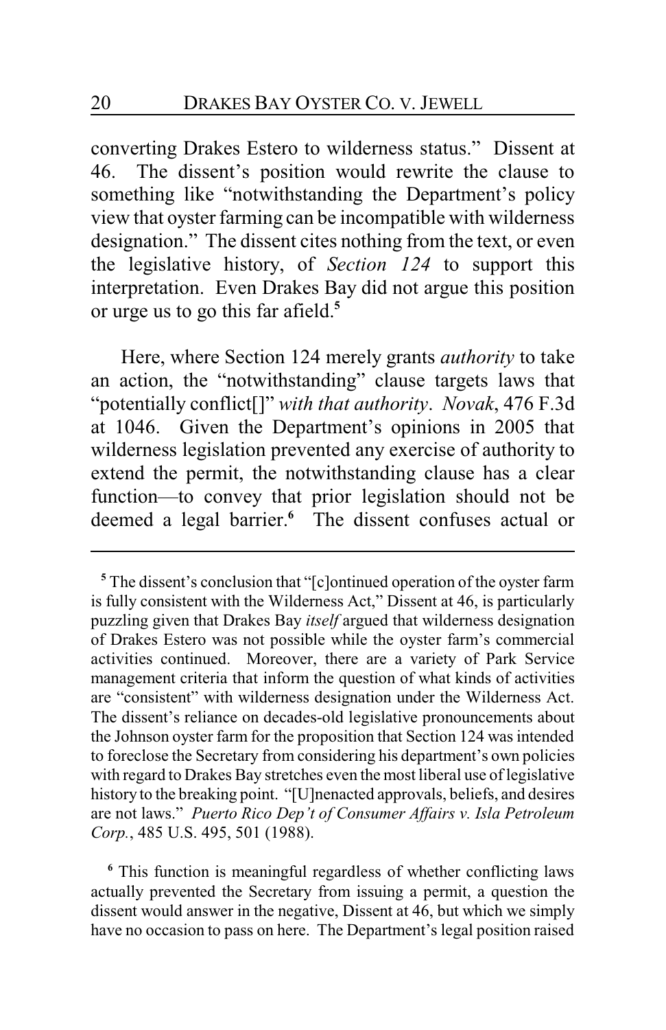converting Drakes Estero to wilderness status." Dissent at 46. The dissent's position would rewrite the clause to something like "notwithstanding the Department's policy view that oyster farming can be incompatible with wilderness designation." The dissent cites nothing from the text, or even the legislative history, of *Section 124* to support this interpretation. Even Drakes Bay did not argue this position or urge us to go this far afield.[5]

Here, where Section 124 merely grants *authority* to take an action, the "notwithstanding" clause targets laws that "potentially conflict[]" *with that authority*. *Novak*, 476 F.3d at 1046. Given the Department's opinions in 2005 that wilderness legislation prevented any exercise of authority to extend the permit, the notwithstanding clause has a clear function—to convey that prior legislation should not be deemed a legal barrier.[6] The dissent confuses actual or

---

[5] The dissent's conclusion that "[c]ontinued operation of the oyster farm is fully consistent with the Wilderness Act," Dissent at 46, is particularly puzzling given that Drakes Bay *itself* argued that wilderness designation of Drakes Estero was not possible while the oyster farm's commercial activities continued. Moreover, there are a variety of Park Service management criteria that inform the question of what kinds of activities are "consistent" with wilderness designation under the Wilderness Act. The dissent's reliance on decades-old legislative pronouncements about the Johnson oyster farm for the proposition that Section 124 was intended to foreclose the Secretary from considering his department's own policies with regard to Drakes Bay stretches even the most liberal use of legislative history to the breaking point. "[U]nenacted approvals, beliefs, and desires are not laws." *Puerto Rico Dep't of Consumer Affairs v. Isla Petroleum Corp.*, 485 U.S. 495, 501 (1988).

[6] This function is meaningful regardless of whether conflicting laws actually prevented the Secretary from issuing a permit, a question the dissent would answer in the negative, Dissent at 46, but which we simply have no occasion to pass on here. The Department's legal position raised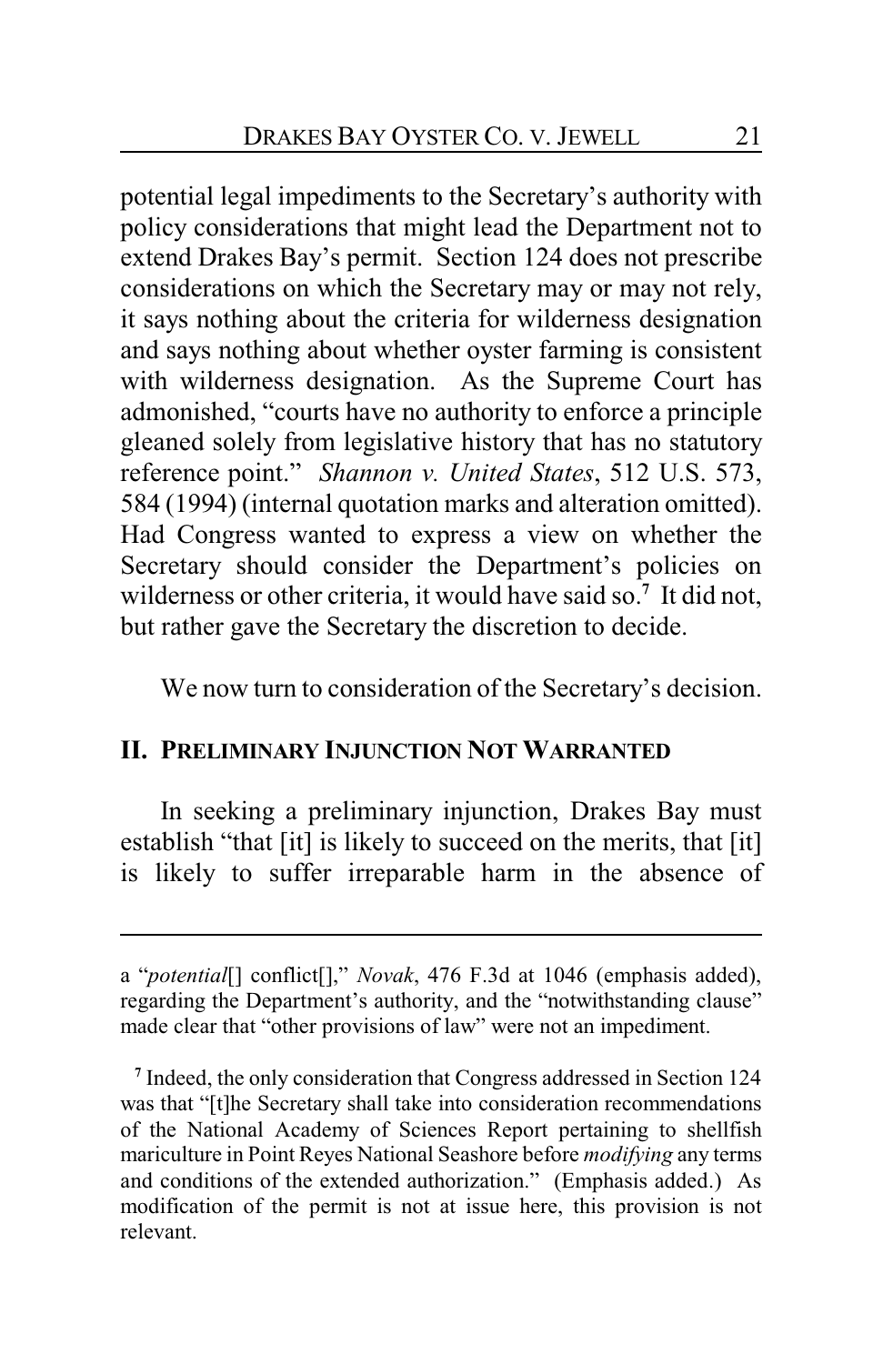potential legal impediments to the Secretary's authority with policy considerations that might lead the Department not to extend Drakes Bay's permit. Section 124 does not prescribe considerations on which the Secretary may or may not rely, it says nothing about the criteria for wilderness designation and says nothing about whether oyster farming is consistent with wilderness designation. As the Supreme Court has admonished, "courts have no authority to enforce a principle gleaned solely from legislative history that has no statutory reference point." *Shannon v. United States*, 512 U.S. 573, 584 (1994) (internal quotation marks and alteration omitted). Had Congress wanted to express a view on whether the Secretary should consider the Department's policies on wilderness or other criteria, it would have said so.[7] It did not, but rather gave the Secretary the discretion to decide.

We now turn to consideration of the Secretary's decision.

## II. PRELIMINARY INJUNCTION NOT WARRANTED

In seeking a preliminary injunction, Drakes Bay must establish "that [it] is likely to succeed on the merits, that [it] is likely to suffer irreparable harm in the absence of

---

a "*potential*[] conflict[]," *Novak*, 476 F.3d at 1046 (emphasis added), regarding the Department's authority, and the "notwithstanding clause" made clear that "other provisions of law" were not an impediment.

[7] Indeed, the only consideration that Congress addressed in Section 124 was that "[t]he Secretary shall take into consideration recommendations of the National Academy of Sciences Report pertaining to shellfish mariculture in Point Reyes National Seashore before *modifying* any terms and conditions of the extended authorization." (Emphasis added.) As modification of the permit is not at issue here, this provision is not relevant.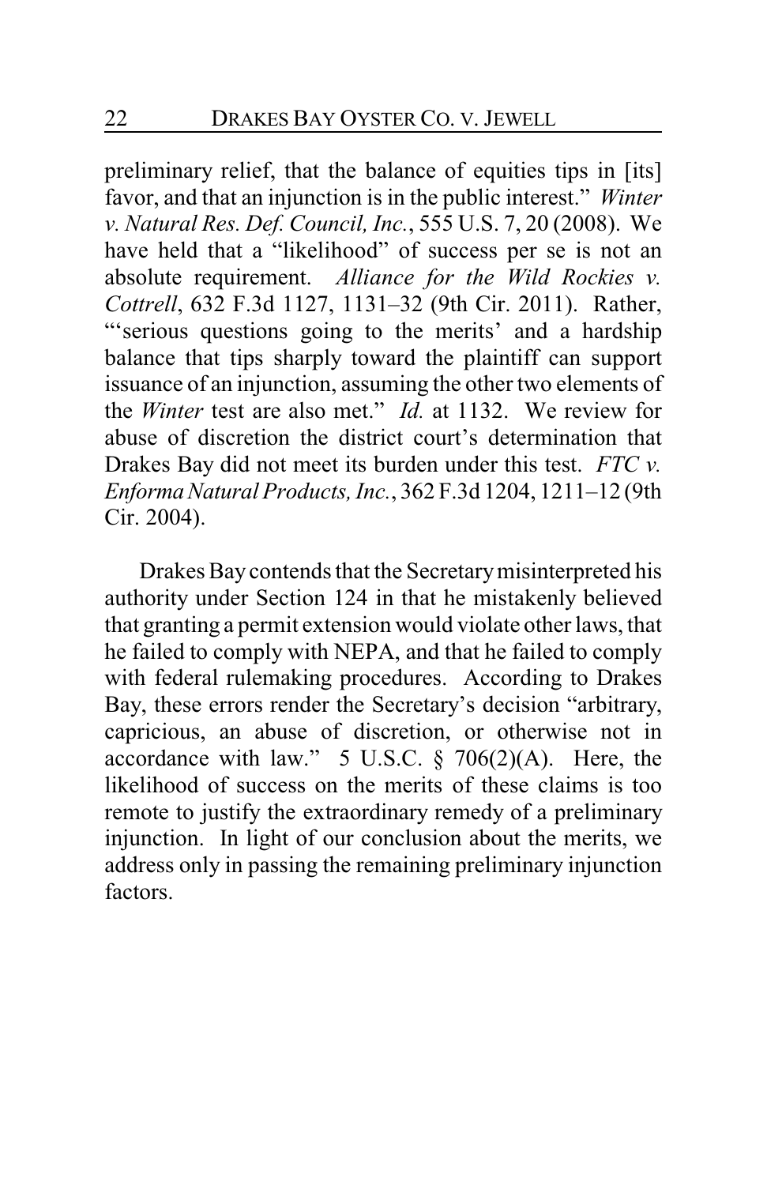preliminary relief, that the balance of equities tips in [its] favor, and that an injunction is in the public interest." *Winter v. Natural Res. Def. Council, Inc.*, 555 U.S. 7, 20 (2008). We have held that a "likelihood" of success per se is not an absolute requirement. *Alliance for the Wild Rockies v. Cottrell*, 632 F.3d 1127, 1131–32 (9th Cir. 2011). Rather, "'serious questions going to the merits' and a hardship balance that tips sharply toward the plaintiff can support issuance of an injunction, assuming the other two elements of the *Winter* test are also met." *Id.* at 1132. We review for abuse of discretion the district court's determination that Drakes Bay did not meet its burden under this test. *FTC v. Enforma Natural Products, Inc.*, 362 F.3d 1204, 1211–12 (9th Cir. 2004).

Drakes Bay contends that the Secretary misinterpreted his authority under Section 124 in that he mistakenly believed that granting a permit extension would violate other laws, that he failed to comply with NEPA, and that he failed to comply with federal rulemaking procedures. According to Drakes Bay, these errors render the Secretary's decision "arbitrary, capricious, an abuse of discretion, or otherwise not in accordance with law." 5 U.S.C. § 706(2)(A). Here, the likelihood of success on the merits of these claims is too remote to justify the extraordinary remedy of a preliminary injunction. In light of our conclusion about the merits, we address only in passing the remaining preliminary injunction factors.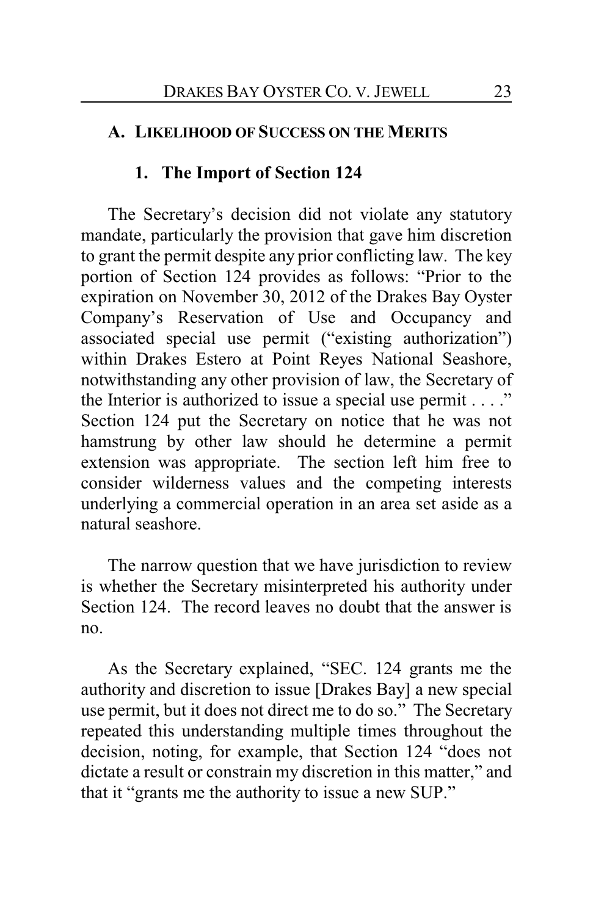### A. LIKELIHOOD OF SUCCESS ON THE MERITS

#### 1. The Import of Section 124

The Secretary's decision did not violate any statutory mandate, particularly the provision that gave him discretion to grant the permit despite any prior conflicting law. The key portion of Section 124 provides as follows: "Prior to the expiration on November 30, 2012 of the Drakes Bay Oyster Company's Reservation of Use and Occupancy and associated special use permit ("existing authorization") within Drakes Estero at Point Reyes National Seashore, notwithstanding any other provision of law, the Secretary of the Interior is authorized to issue a special use permit . . . ." Section 124 put the Secretary on notice that he was not hamstrung by other law should he determine a permit extension was appropriate. The section left him free to consider wilderness values and the competing interests underlying a commercial operation in an area set aside as a natural seashore.

The narrow question that we have jurisdiction to review is whether the Secretary misinterpreted his authority under Section 124. The record leaves no doubt that the answer is no.

As the Secretary explained, "SEC. 124 grants me the authority and discretion to issue [Drakes Bay] a new special use permit, but it does not direct me to do so." The Secretary repeated this understanding multiple times throughout the decision, noting, for example, that Section 124 "does not dictate a result or constrain my discretion in this matter," and that it "grants me the authority to issue a new SUP."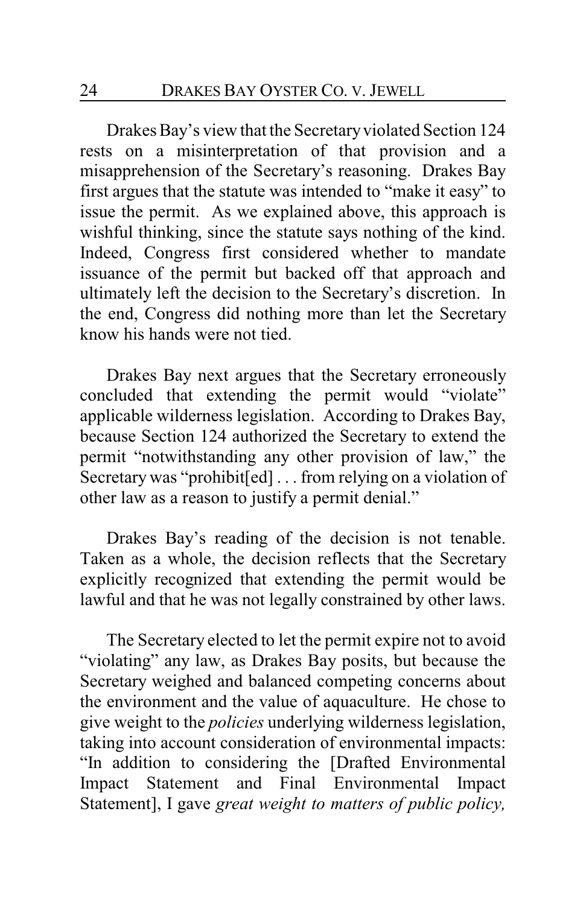Drakes Bay's view that the Secretary violated Section 124 rests on a misinterpretation of that provision and a misapprehension of the Secretary's reasoning. Drakes Bay first argues that the statute was intended to "make it easy" to issue the permit. As we explained above, this approach is wishful thinking, since the statute says nothing of the kind. Indeed, Congress first considered whether to mandate issuance of the permit but backed off that approach and ultimately left the decision to the Secretary's discretion. In the end, Congress did nothing more than let the Secretary know his hands were not tied.

Drakes Bay next argues that the Secretary erroneously concluded that extending the permit would "violate" applicable wilderness legislation. According to Drakes Bay, because Section 124 authorized the Secretary to extend the permit "notwithstanding any other provision of law," the Secretary was "prohibit[ed] . . . from relying on a violation of other law as a reason to justify a permit denial."

Drakes Bay's reading of the decision is not tenable. Taken as a whole, the decision reflects that the Secretary explicitly recognized that extending the permit would be lawful and that he was not legally constrained by other laws.

The Secretary elected to let the permit expire not to avoid "violating" any law, as Drakes Bay posits, but because the Secretary weighed and balanced competing concerns about the environment and the value of aquaculture. He chose to give weight to the *policies* underlying wilderness legislation, taking into account consideration of environmental impacts: "In addition to considering the [Drafted Environmental Impact Statement and Final Environmental Impact Statement], I gave *great weight to matters of public policy,*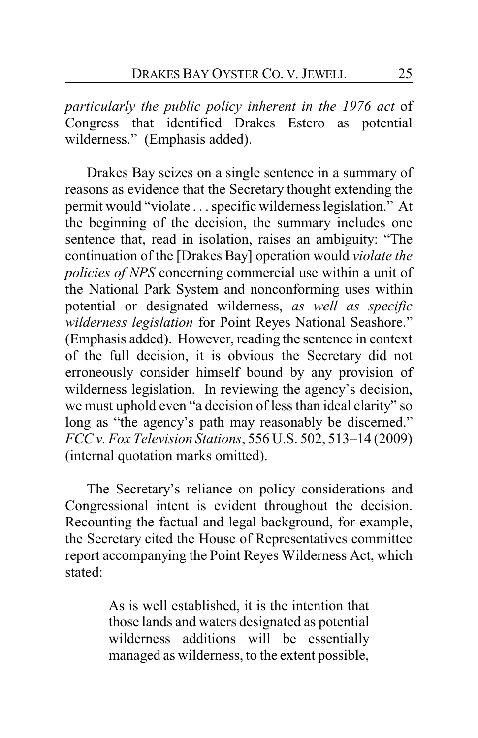*particularly the public policy inherent in the 1976 act* of Congress that identified Drakes Estero as potential wilderness." (Emphasis added).

Drakes Bay seizes on a single sentence in a summary of reasons as evidence that the Secretary thought extending the permit would "violate . . . specific wilderness legislation." At the beginning of the decision, the summary includes one sentence that, read in isolation, raises an ambiguity: "The continuation of the [Drakes Bay] operation would *violate the policies of NPS* concerning commercial use within a unit of the National Park System and nonconforming uses within potential or designated wilderness, *as well as specific wilderness legislation* for Point Reyes National Seashore." (Emphasis added). However, reading the sentence in context of the full decision, it is obvious the Secretary did not erroneously consider himself bound by any provision of wilderness legislation. In reviewing the agency's decision, we must uphold even "a decision of less than ideal clarity" so long as "the agency's path may reasonably be discerned." *FCC v. Fox Television Stations*, 556 U.S. 502, 513–14 (2009) (internal quotation marks omitted).

The Secretary's reliance on policy considerations and Congressional intent is evident throughout the decision. Recounting the factual and legal background, for example, the Secretary cited the House of Representatives committee report accompanying the Point Reyes Wilderness Act, which stated:

> As is well established, it is the intention that those lands and waters designated as potential wilderness additions will be essentially managed as wilderness, to the extent possible,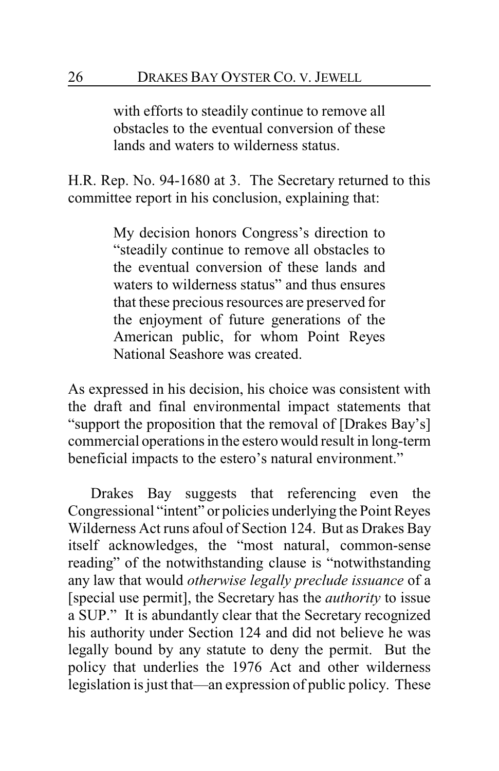> with efforts to steadily continue to remove all obstacles to the eventual conversion of these lands and waters to wilderness status.

H.R. Rep. No. 94-1680 at 3. The Secretary returned to this committee report in his conclusion, explaining that:

> My decision honors Congress's direction to "steadily continue to remove all obstacles to the eventual conversion of these lands and waters to wilderness status" and thus ensures that these precious resources are preserved for the enjoyment of future generations of the American public, for whom Point Reyes National Seashore was created.

As expressed in his decision, his choice was consistent with the draft and final environmental impact statements that "support the proposition that the removal of [Drakes Bay's] commercial operations in the estero would result in long-term beneficial impacts to the estero's natural environment."

Drakes Bay suggests that referencing even the Congressional "intent" or policies underlying the Point Reyes Wilderness Act runs afoul of Section 124. But as Drakes Bay itself acknowledges, the "most natural, common-sense reading" of the notwithstanding clause is "notwithstanding any law that would *otherwise legally preclude issuance* of a [special use permit], the Secretary has the *authority* to issue a SUP." It is abundantly clear that the Secretary recognized his authority under Section 124 and did not believe he was legally bound by any statute to deny the permit. But the policy that underlies the 1976 Act and other wilderness legislation is just that—an expression of public policy. These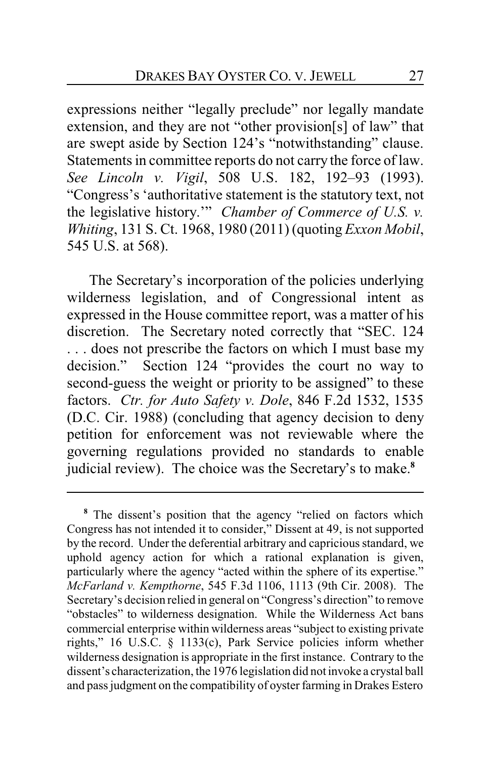expressions neither "legally preclude" nor legally mandate extension, and they are not "other provision[s] of law" that are swept aside by Section 124's "notwithstanding" clause. Statements in committee reports do not carry the force of law. *See Lincoln v. Vigil*, 508 U.S. 182, 192–93 (1993). "Congress's 'authoritative statement is the statutory text, not the legislative history.'" *Chamber of Commerce of U.S. v. Whiting*, 131 S. Ct. 1968, 1980 (2011) (quoting *Exxon Mobil*, 545 U.S. at 568).

The Secretary's incorporation of the policies underlying wilderness legislation, and of Congressional intent as expressed in the House committee report, was a matter of his discretion. The Secretary noted correctly that "SEC. 124 . . . does not prescribe the factors on which I must base my decision." Section 124 "provides the court no way to second-guess the weight or priority to be assigned" to these factors. *Ctr. for Auto Safety v. Dole*, 846 F.2d 1532, 1535 (D.C. Cir. 1988) (concluding that agency decision to deny petition for enforcement was not reviewable where the governing regulations provided no standards to enable judicial review). The choice was the Secretary's to make.[8]

---

[8] The dissent's position that the agency "relied on factors which Congress has not intended it to consider," Dissent at 49, is not supported by the record. Under the deferential arbitrary and capricious standard, we uphold agency action for which a rational explanation is given, particularly where the agency "acted within the sphere of its expertise." *McFarland v. Kempthorne*, 545 F.3d 1106, 1113 (9th Cir. 2008). The Secretary's decision relied in general on "Congress's direction" to remove "obstacles" to wilderness designation. While the Wilderness Act bans commercial enterprise within wilderness areas "subject to existing private rights," 16 U.S.C. § 1133(c), Park Service policies inform whether wilderness designation is appropriate in the first instance. Contrary to the dissent's characterization, the 1976 legislation did not invoke a crystal ball and pass judgment on the compatibility of oyster farming in Drakes Estero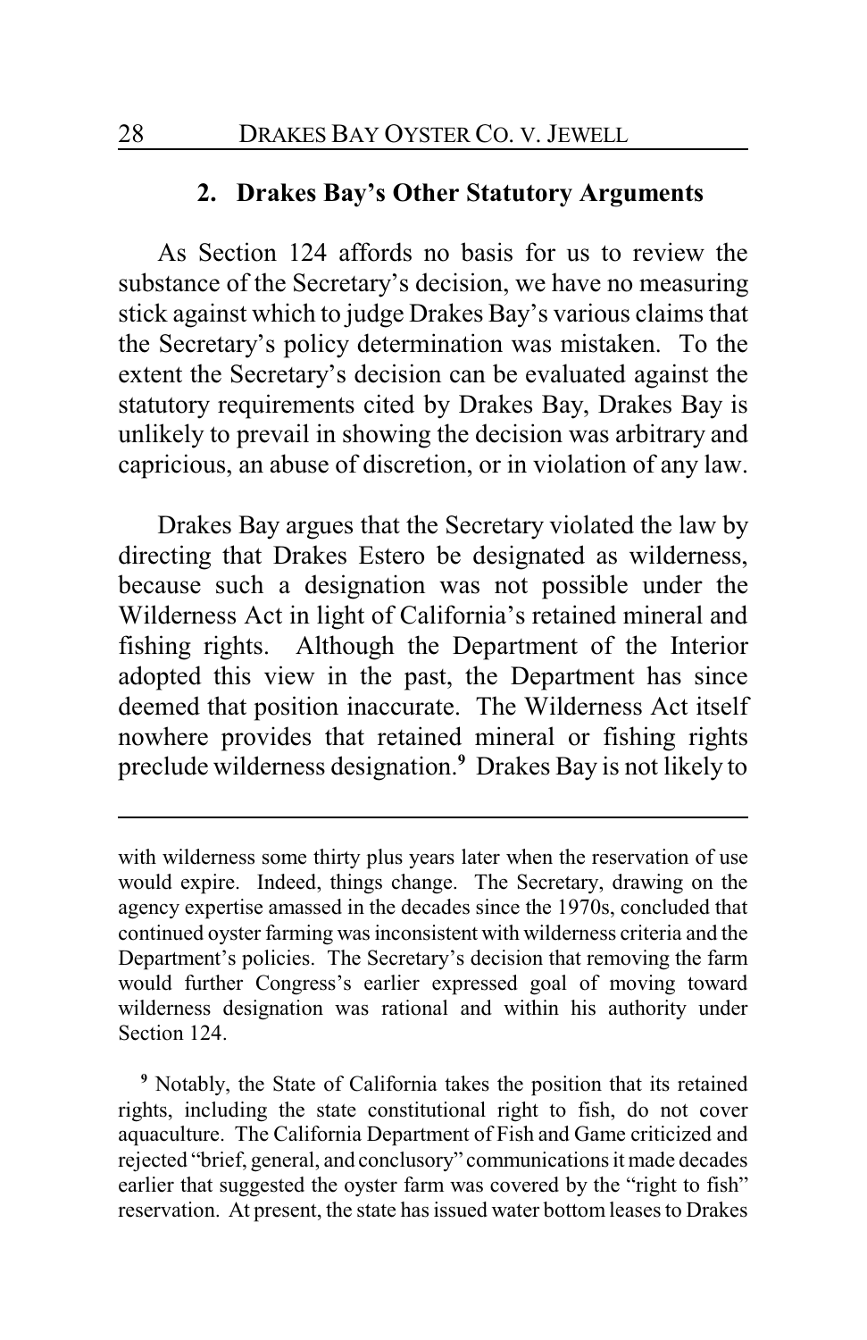### 2. Drakes Bay's Other Statutory Arguments

As Section 124 affords no basis for us to review the substance of the Secretary's decision, we have no measuring stick against which to judge Drakes Bay's various claims that the Secretary's policy determination was mistaken. To the extent the Secretary's decision can be evaluated against the statutory requirements cited by Drakes Bay, Drakes Bay is unlikely to prevail in showing the decision was arbitrary and capricious, an abuse of discretion, or in violation of any law.

Drakes Bay argues that the Secretary violated the law by directing that Drakes Estero be designated as wilderness, because such a designation was not possible under the Wilderness Act in light of California's retained mineral and fishing rights. Although the Department of the Interior adopted this view in the past, the Department has since deemed that position inaccurate. The Wilderness Act itself nowhere provides that retained mineral or fishing rights preclude wilderness designation.[9] Drakes Bay is not likely to

---

with wilderness some thirty plus years later when the reservation of use would expire. Indeed, things change. The Secretary, drawing on the agency expertise amassed in the decades since the 1970s, concluded that continued oyster farming was inconsistent with wilderness criteria and the Department's policies. The Secretary's decision that removing the farm would further Congress's earlier expressed goal of moving toward wilderness designation was rational and within his authority under Section 124.

[9] Notably, the State of California takes the position that its retained rights, including the state constitutional right to fish, do not cover aquaculture. The California Department of Fish and Game criticized and rejected "brief, general, and conclusory" communications it made decades earlier that suggested the oyster farm was covered by the "right to fish" reservation. At present, the state has issued water bottom leases to Drakes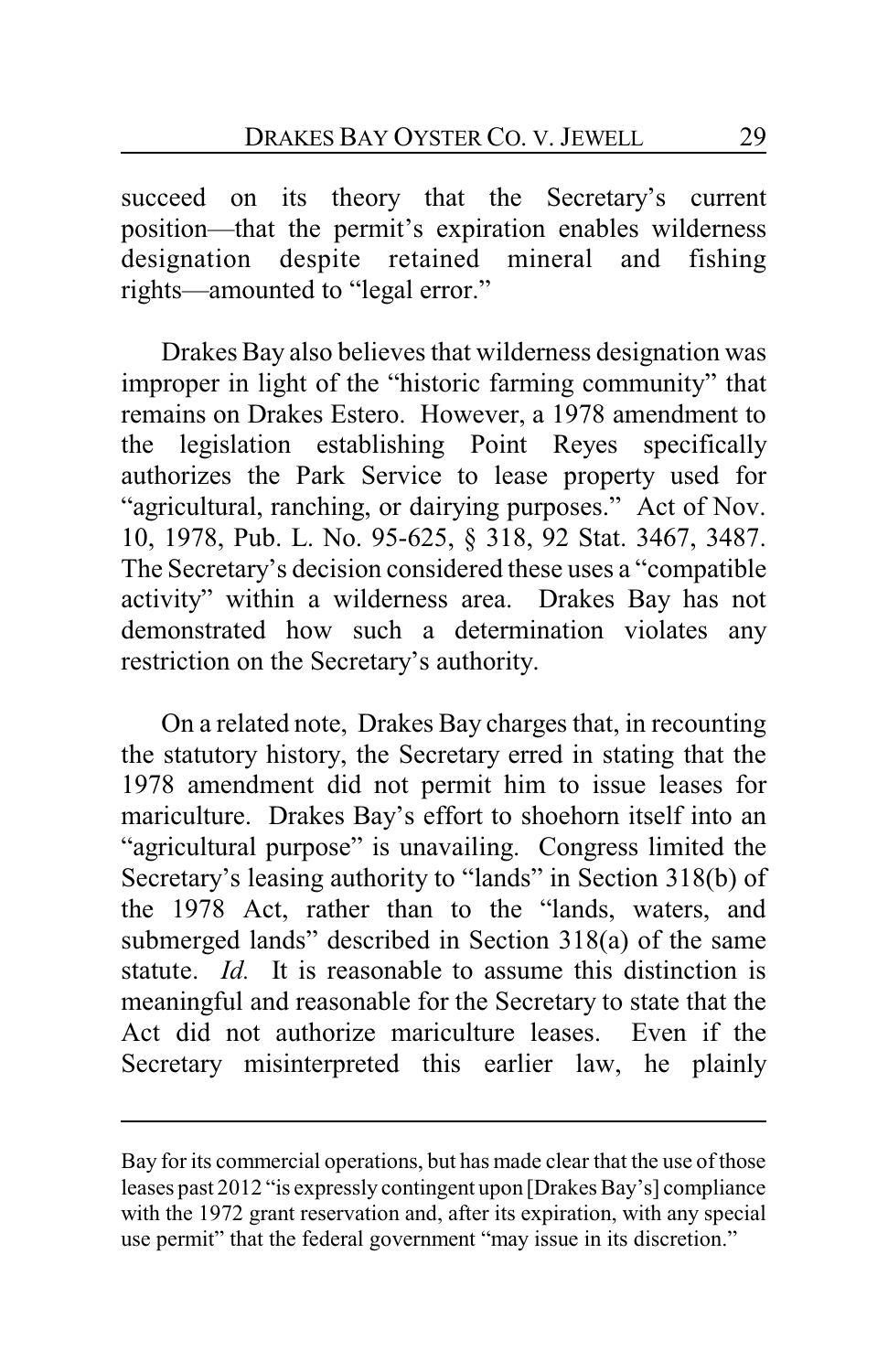succeed on its theory that the Secretary's current position—that the permit's expiration enables wilderness designation despite retained mineral and fishing rights—amounted to "legal error."

Drakes Bay also believes that wilderness designation was improper in light of the "historic farming community" that remains on Drakes Estero. However, a 1978 amendment to the legislation establishing Point Reyes specifically authorizes the Park Service to lease property used for "agricultural, ranching, or dairying purposes." Act of Nov. 10, 1978, Pub. L. No. 95-625, § 318, 92 Stat. 3467, 3487. The Secretary's decision considered these uses a "compatible activity" within a wilderness area. Drakes Bay has not demonstrated how such a determination violates any restriction on the Secretary's authority.

On a related note, Drakes Bay charges that, in recounting the statutory history, the Secretary erred in stating that the 1978 amendment did not permit him to issue leases for mariculture. Drakes Bay's effort to shoehorn itself into an "agricultural purpose" is unavailing. Congress limited the Secretary's leasing authority to "lands" in Section 318(b) of the 1978 Act, rather than to the "lands, waters, and submerged lands" described in Section 318(a) of the same statute. *Id.* It is reasonable to assume this distinction is meaningful and reasonable for the Secretary to state that the Act did not authorize mariculture leases. Even if the Secretary misinterpreted this earlier law, he plainly

---

Bay for its commercial operations, but has made clear that the use of those leases past 2012 "is expressly contingent upon [Drakes Bay's] compliance with the 1972 grant reservation and, after its expiration, with any special use permit" that the federal government "may issue in its discretion."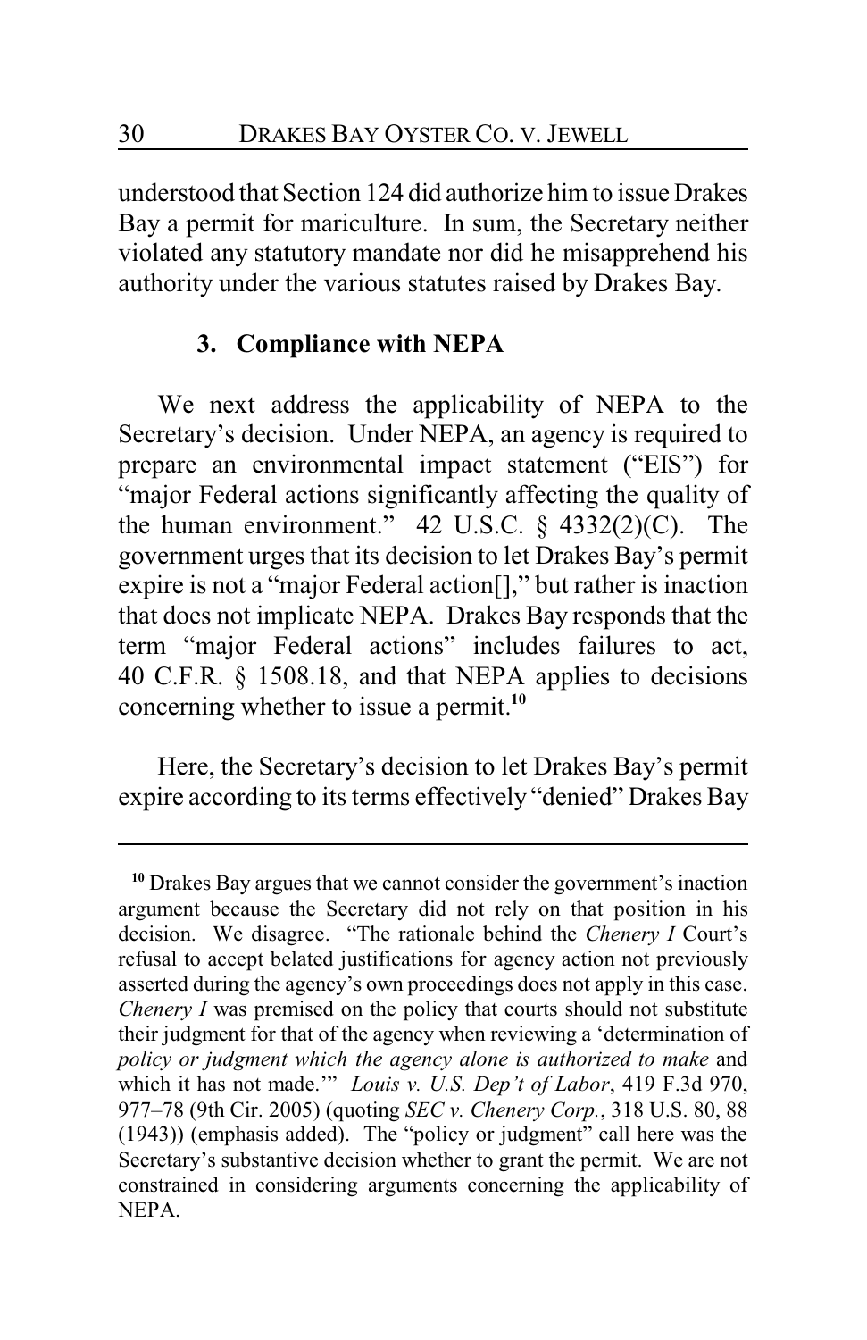understood that Section 124 did authorize him to issue Drakes Bay a permit for mariculture. In sum, the Secretary neither violated any statutory mandate nor did he misapprehend his authority under the various statutes raised by Drakes Bay.

### 3. Compliance with NEPA

We next address the applicability of NEPA to the Secretary's decision. Under NEPA, an agency is required to prepare an environmental impact statement ("EIS") for "major Federal actions significantly affecting the quality of the human environment." 42 U.S.C. § 4332(2)(C). The government urges that its decision to let Drakes Bay's permit expire is not a "major Federal action[]," but rather is inaction that does not implicate NEPA. Drakes Bay responds that the term "major Federal actions" includes failures to act, 40 C.F.R. § 1508.18, and that NEPA applies to decisions concerning whether to issue a permit.[10]

Here, the Secretary's decision to let Drakes Bay's permit expire according to its terms effectively "denied" Drakes Bay

---

[10] Drakes Bay argues that we cannot consider the government's inaction argument because the Secretary did not rely on that position in his decision. We disagree. "The rationale behind the *Chenery I* Court's refusal to accept belated justifications for agency action not previously asserted during the agency's own proceedings does not apply in this case. *Chenery I* was premised on the policy that courts should not substitute their judgment for that of the agency when reviewing a 'determination of *policy or judgment which the agency alone is authorized to make* and which it has not made.'" *Louis v. U.S. Dep't of Labor*, 419 F.3d 970, 977–78 (9th Cir. 2005) (quoting *SEC v. Chenery Corp.*, 318 U.S. 80, 88 (1943)) (emphasis added). The "policy or judgment" call here was the Secretary's substantive decision whether to grant the permit. We are not constrained in considering arguments concerning the applicability of NEPA.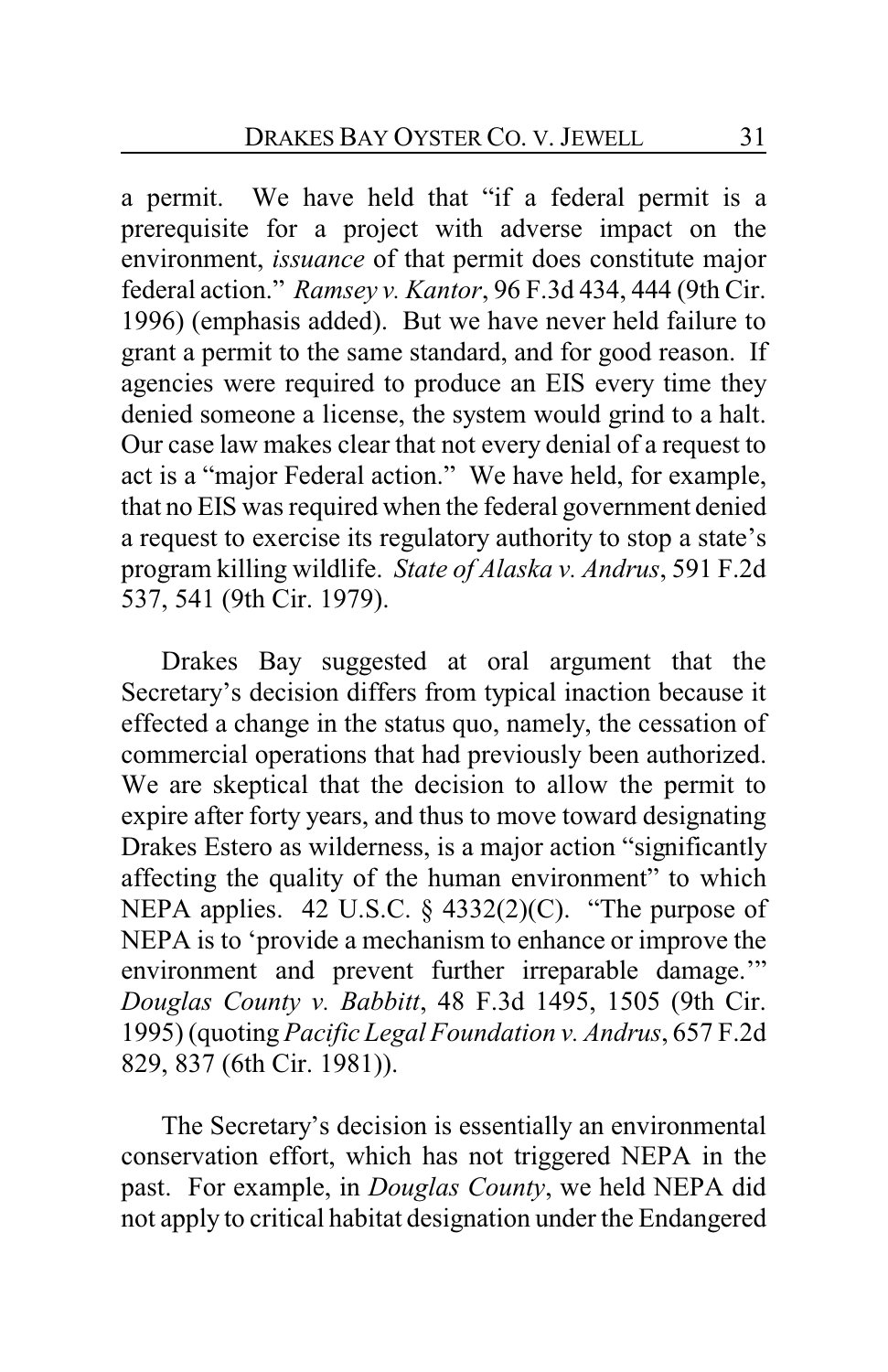a permit. We have held that "if a federal permit is a prerequisite for a project with adverse impact on the environment, *issuance* of that permit does constitute major federal action." *Ramsey v. Kantor*, 96 F.3d 434, 444 (9th Cir. 1996) (emphasis added). But we have never held failure to grant a permit to the same standard, and for good reason. If agencies were required to produce an EIS every time they denied someone a license, the system would grind to a halt. Our case law makes clear that not every denial of a request to act is a "major Federal action." We have held, for example, that no EIS was required when the federal government denied a request to exercise its regulatory authority to stop a state's program killing wildlife. *State of Alaska v. Andrus*, 591 F.2d 537, 541 (9th Cir. 1979).

Drakes Bay suggested at oral argument that the Secretary's decision differs from typical inaction because it effected a change in the status quo, namely, the cessation of commercial operations that had previously been authorized. We are skeptical that the decision to allow the permit to expire after forty years, and thus to move toward designating Drakes Estero as wilderness, is a major action "significantly affecting the quality of the human environment" to which NEPA applies. 42 U.S.C. § 4332(2)(C). "The purpose of NEPA is to 'provide a mechanism to enhance or improve the environment and prevent further irreparable damage.'" *Douglas County v. Babbitt*, 48 F.3d 1495, 1505 (9th Cir. 1995) (quoting *Pacific Legal Foundation v. Andrus*, 657 F.2d 829, 837 (6th Cir. 1981)).

The Secretary's decision is essentially an environmental conservation effort, which has not triggered NEPA in the past. For example, in *Douglas County*, we held NEPA did not apply to critical habitat designation under the Endangered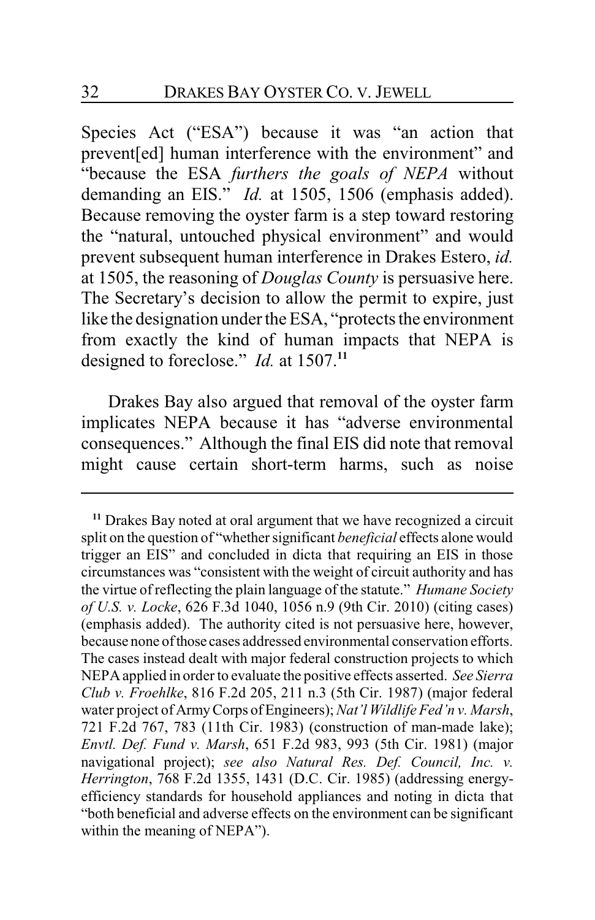Species Act ("ESA") because it was "an action that prevent[ed] human interference with the environment" and "because the ESA *furthers the goals of NEPA* without demanding an EIS." *Id.* at 1505, 1506 (emphasis added). Because removing the oyster farm is a step toward restoring the "natural, untouched physical environment" and would prevent subsequent human interference in Drakes Estero, *id.* at 1505, the reasoning of *Douglas County* is persuasive here. The Secretary's decision to allow the permit to expire, just like the designation under the ESA, "protects the environment from exactly the kind of human impacts that NEPA is designed to foreclose." *Id.* at 1507.[11]

Drakes Bay also argued that removal of the oyster farm implicates NEPA because it has "adverse environmental consequences." Although the final EIS did note that removal might cause certain short-term harms, such as noise

---

[11] Drakes Bay noted at oral argument that we have recognized a circuit split on the question of "whether significant *beneficial* effects alone would trigger an EIS" and concluded in dicta that requiring an EIS in those circumstances was "consistent with the weight of circuit authority and has the virtue of reflecting the plain language of the statute." *Humane Society of U.S. v. Locke*, 626 F.3d 1040, 1056 n.9 (9th Cir. 2010) (citing cases) (emphasis added). The authority cited is not persuasive here, however, because none of those cases addressed environmental conservation efforts. The cases instead dealt with major federal construction projects to which NEPA applied in order to evaluate the positive effects asserted. *See Sierra Club v. Froehlke*, 816 F.2d 205, 211 n.3 (5th Cir. 1987) (major federal water project of Army Corps of Engineers); *Nat'l Wildlife Fed'n v. Marsh*, 721 F.2d 767, 783 (11th Cir. 1983) (construction of man-made lake); *Envtl. Def. Fund v. Marsh*, 651 F.2d 983, 993 (5th Cir. 1981) (major navigational project); *see also Natural Res. Def. Council, Inc. v. Herrington*, 768 F.2d 1355, 1431 (D.C. Cir. 1985) (addressing energy-efficiency standards for household appliances and noting in dicta that "both beneficial and adverse effects on the environment can be significant within the meaning of NEPA").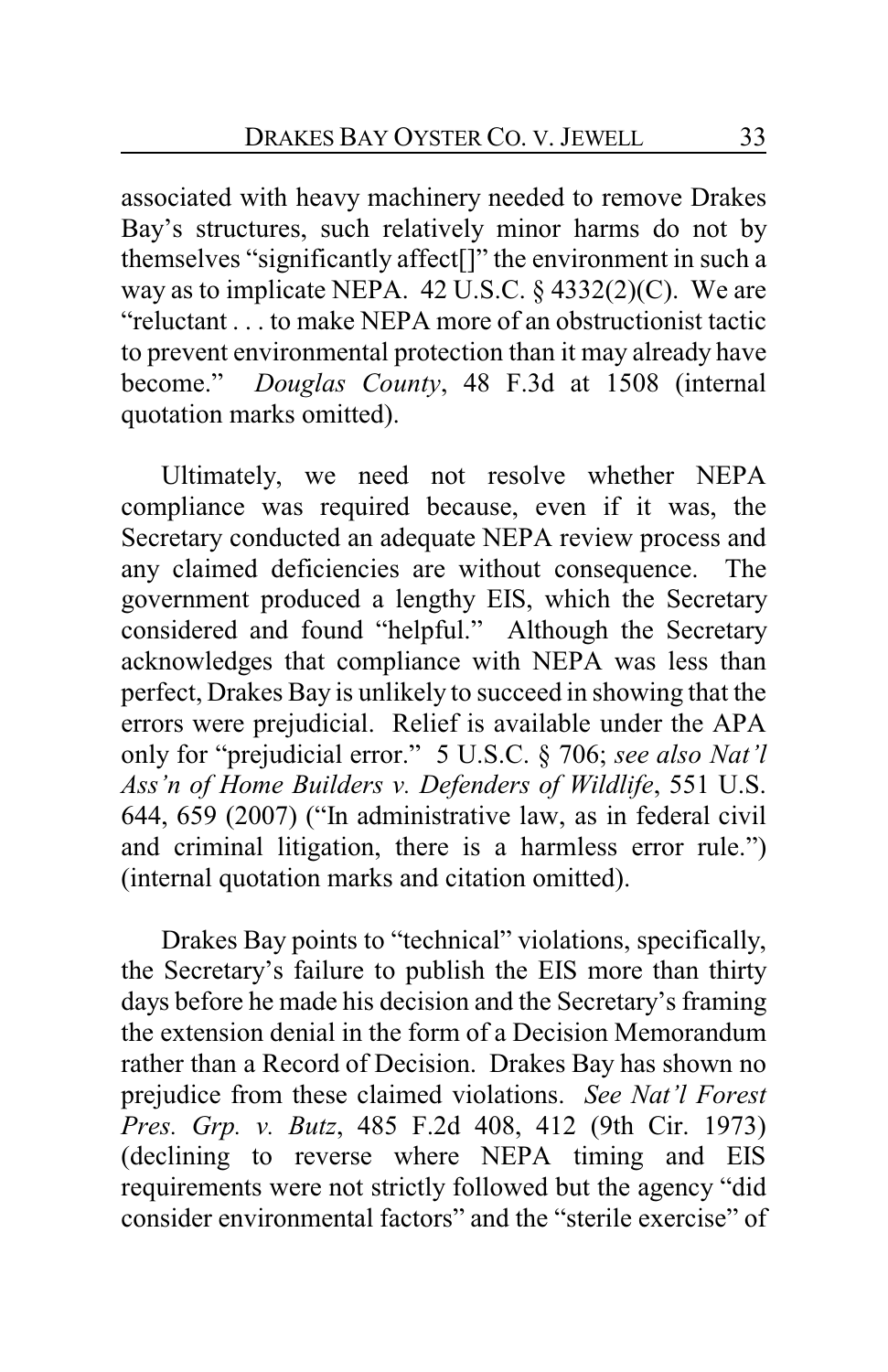associated with heavy machinery needed to remove Drakes Bay's structures, such relatively minor harms do not by themselves "significantly affect[]" the environment in such a way as to implicate NEPA. 42 U.S.C. § 4332(2)(C). We are "reluctant . . . to make NEPA more of an obstructionist tactic to prevent environmental protection than it may already have become." *Douglas County*, 48 F.3d at 1508 (internal quotation marks omitted).

Ultimately, we need not resolve whether NEPA compliance was required because, even if it was, the Secretary conducted an adequate NEPA review process and any claimed deficiencies are without consequence. The government produced a lengthy EIS, which the Secretary considered and found "helpful." Although the Secretary acknowledges that compliance with NEPA was less than perfect, Drakes Bay is unlikely to succeed in showing that the errors were prejudicial. Relief is available under the APA only for "prejudicial error." 5 U.S.C. § 706; *see also Nat'l Ass'n of Home Builders v. Defenders of Wildlife*, 551 U.S. 644, 659 (2007) ("In administrative law, as in federal civil and criminal litigation, there is a harmless error rule.") (internal quotation marks and citation omitted).

Drakes Bay points to "technical" violations, specifically, the Secretary's failure to publish the EIS more than thirty days before he made his decision and the Secretary's framing the extension denial in the form of a Decision Memorandum rather than a Record of Decision. Drakes Bay has shown no prejudice from these claimed violations. *See Nat'l Forest Pres. Grp. v. Butz*, 485 F.2d 408, 412 (9th Cir. 1973) (declining to reverse where NEPA timing and EIS requirements were not strictly followed but the agency "did consider environmental factors" and the "sterile exercise" of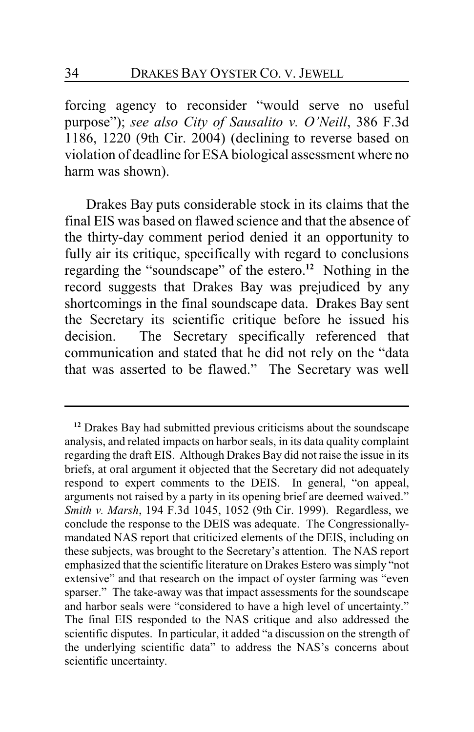forcing agency to reconsider "would serve no useful purpose"); *see also City of Sausalito v. O'Neill*, 386 F.3d 1186, 1220 (9th Cir. 2004) (declining to reverse based on violation of deadline for ESA biological assessment where no harm was shown).

Drakes Bay puts considerable stock in its claims that the final EIS was based on flawed science and that the absence of the thirty-day comment period denied it an opportunity to fully air its critique, specifically with regard to conclusions regarding the "soundscape" of the estero.[12] Nothing in the record suggests that Drakes Bay was prejudiced by any shortcomings in the final soundscape data. Drakes Bay sent the Secretary its scientific critique before he issued his decision. The Secretary specifically referenced that communication and stated that he did not rely on the "data that was asserted to be flawed." The Secretary was well

---

[12] Drakes Bay had submitted previous criticisms about the soundscape analysis, and related impacts on harbor seals, in its data quality complaint regarding the draft EIS. Although Drakes Bay did not raise the issue in its briefs, at oral argument it objected that the Secretary did not adequately respond to expert comments to the DEIS. In general, "on appeal, arguments not raised by a party in its opening brief are deemed waived." *Smith v. Marsh*, 194 F.3d 1045, 1052 (9th Cir. 1999). Regardless, we conclude the response to the DEIS was adequate. The Congressionally-mandated NAS report that criticized elements of the DEIS, including on these subjects, was brought to the Secretary's attention. The NAS report emphasized that the scientific literature on Drakes Estero was simply "not extensive" and that research on the impact of oyster farming was "even sparser." The take-away was that impact assessments for the soundscape and harbor seals were "considered to have a high level of uncertainty." The final EIS responded to the NAS critique and also addressed the scientific disputes. In particular, it added "a discussion on the strength of the underlying scientific data" to address the NAS's concerns about scientific uncertainty.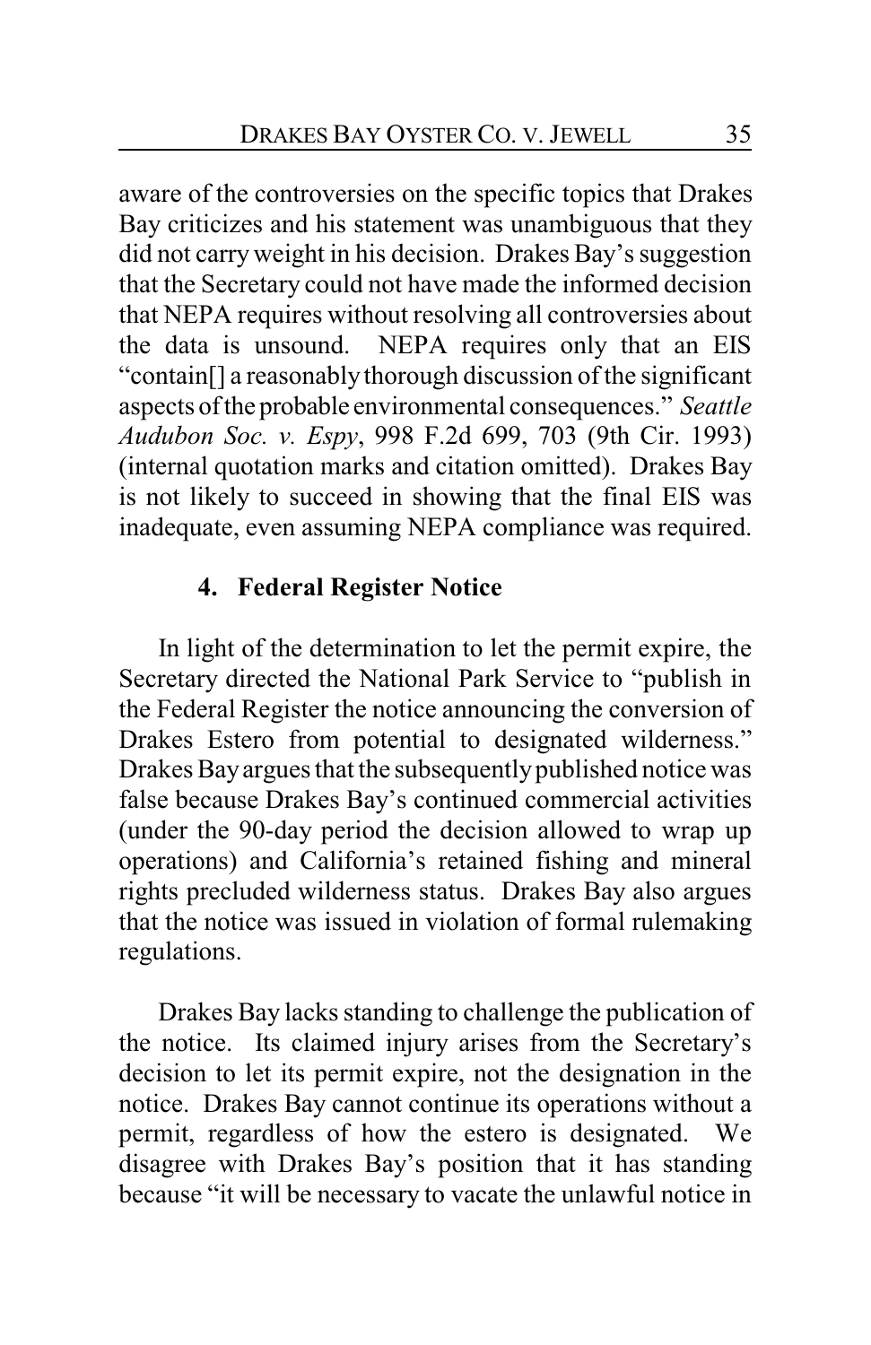aware of the controversies on the specific topics that Drakes Bay criticizes and his statement was unambiguous that they did not carry weight in his decision. Drakes Bay's suggestion that the Secretary could not have made the informed decision that NEPA requires without resolving all controversies about the data is unsound. NEPA requires only that an EIS "contain[] a reasonably thorough discussion of the significant aspects of the probable environmental consequences." *Seattle Audubon Soc. v. Espy*, 998 F.2d 699, 703 (9th Cir. 1993) (internal quotation marks and citation omitted). Drakes Bay is not likely to succeed in showing that the final EIS was inadequate, even assuming NEPA compliance was required.

#### 4. Federal Register Notice

In light of the determination to let the permit expire, the Secretary directed the National Park Service to "publish in the Federal Register the notice announcing the conversion of Drakes Estero from potential to designated wilderness." Drakes Bay argues that the subsequently published notice was false because Drakes Bay's continued commercial activities (under the 90-day period the decision allowed to wrap up operations) and California's retained fishing and mineral rights precluded wilderness status. Drakes Bay also argues that the notice was issued in violation of formal rulemaking regulations.

Drakes Bay lacks standing to challenge the publication of the notice. Its claimed injury arises from the Secretary's decision to let its permit expire, not the designation in the notice. Drakes Bay cannot continue its operations without a permit, regardless of how the estero is designated. We disagree with Drakes Bay's position that it has standing because "it will be necessary to vacate the unlawful notice in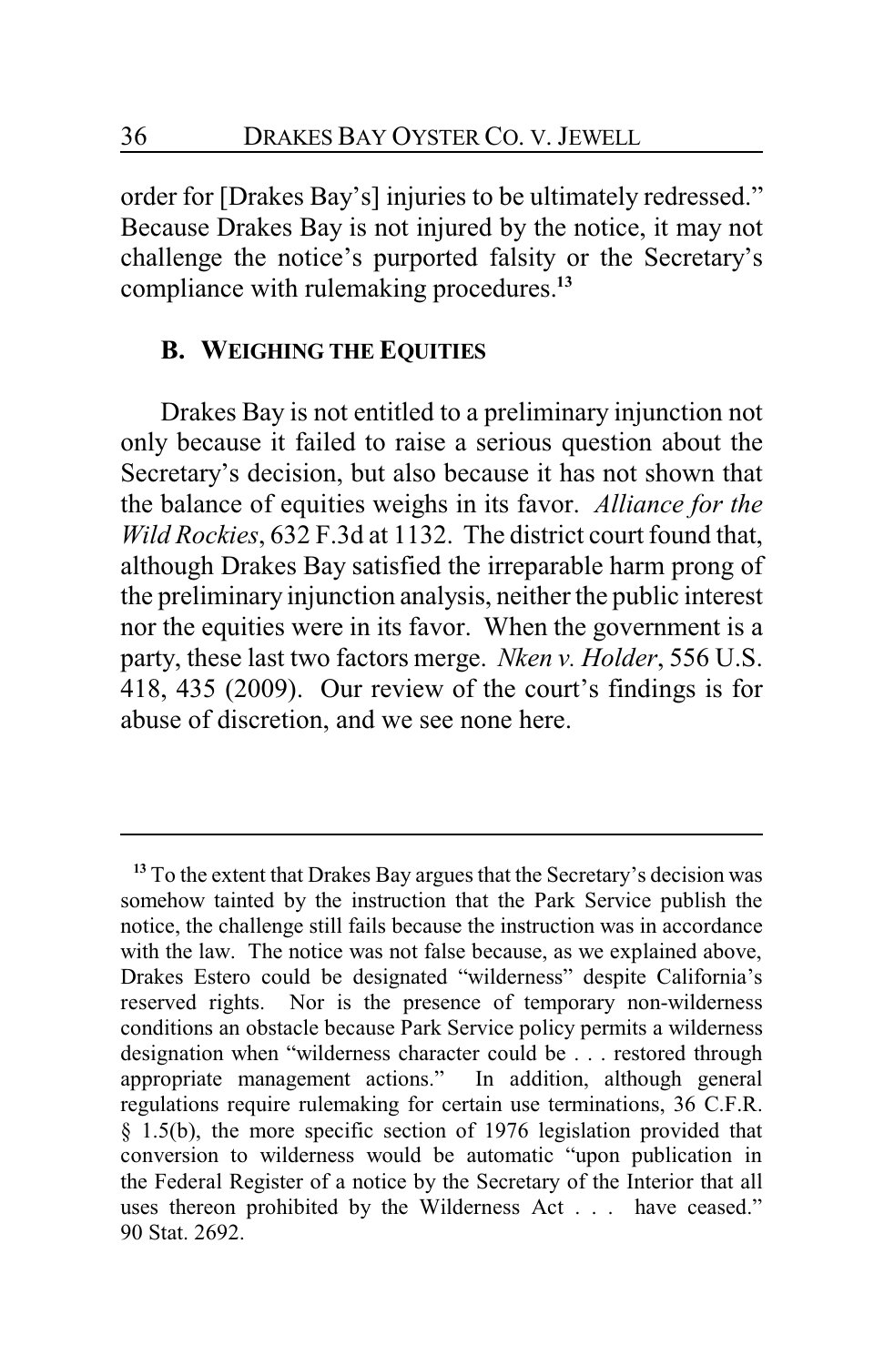order for [Drakes Bay's] injuries to be ultimately redressed." Because Drakes Bay is not injured by the notice, it may not challenge the notice's purported falsity or the Secretary's compliance with rulemaking procedures.[13]

### B. WEIGHING THE EQUITIES

Drakes Bay is not entitled to a preliminary injunction not only because it failed to raise a serious question about the Secretary's decision, but also because it has not shown that the balance of equities weighs in its favor. *Alliance for the Wild Rockies*, 632 F.3d at 1132. The district court found that, although Drakes Bay satisfied the irreparable harm prong of the preliminary injunction analysis, neither the public interest nor the equities were in its favor. When the government is a party, these last two factors merge. *Nken v. Holder*, 556 U.S. 418, 435 (2009). Our review of the court's findings is for abuse of discretion, and we see none here.

---

[13] To the extent that Drakes Bay argues that the Secretary's decision was somehow tainted by the instruction that the Park Service publish the notice, the challenge still fails because the instruction was in accordance with the law. The notice was not false because, as we explained above, Drakes Estero could be designated "wilderness" despite California's reserved rights. Nor is the presence of temporary non-wilderness conditions an obstacle because Park Service policy permits a wilderness designation when "wilderness character could be . . . restored through appropriate management actions." In addition, although general regulations require rulemaking for certain use terminations, 36 C.F.R. § 1.5(b), the more specific section of 1976 legislation provided that conversion to wilderness would be automatic "upon publication in the Federal Register of a notice by the Secretary of the Interior that all uses thereon prohibited by the Wilderness Act . . . have ceased." 90 Stat. 2692.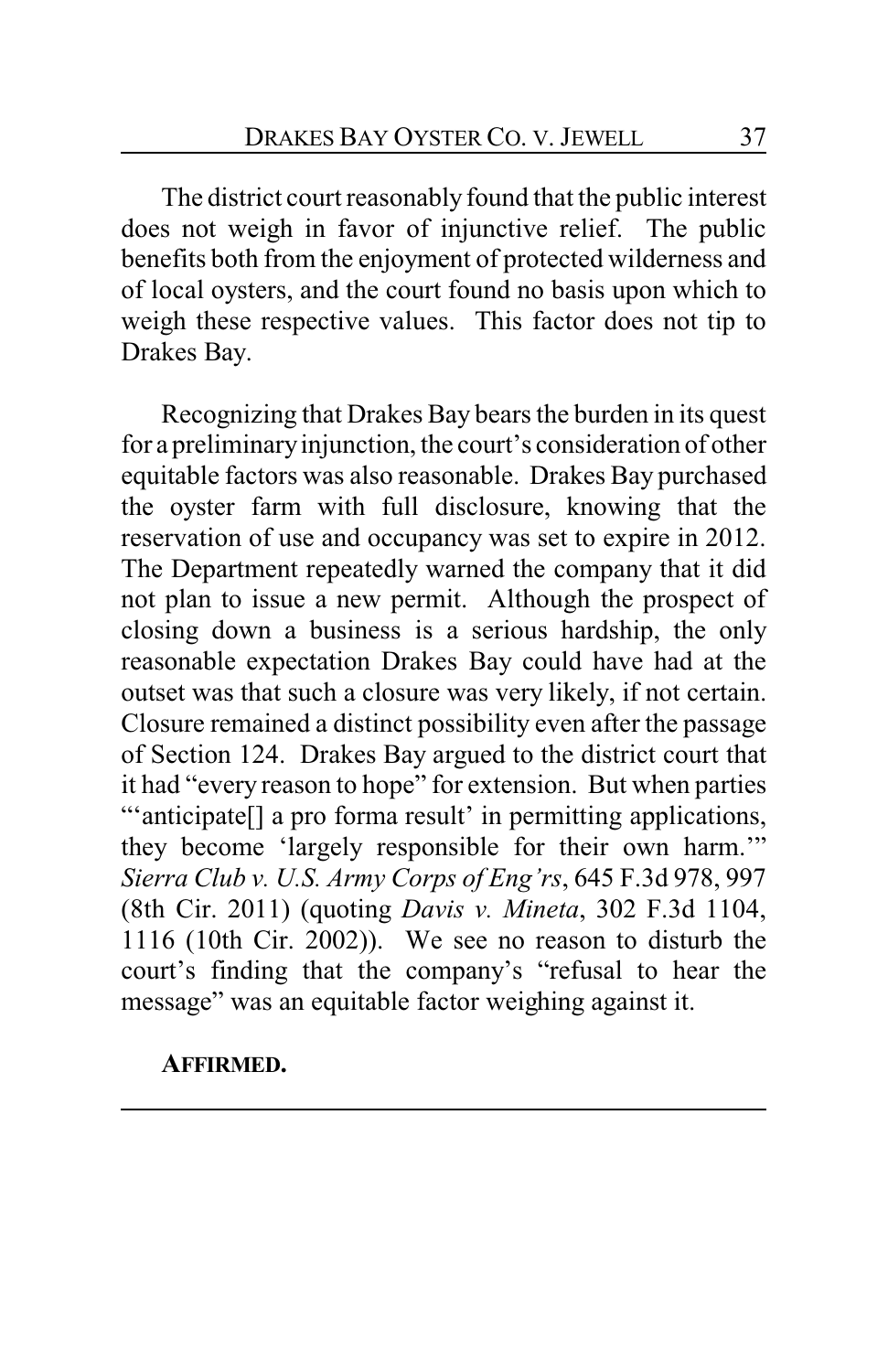The district court reasonably found that the public interest does not weigh in favor of injunctive relief. The public benefits both from the enjoyment of protected wilderness and of local oysters, and the court found no basis upon which to weigh these respective values. This factor does not tip to Drakes Bay.

Recognizing that Drakes Bay bears the burden in its quest for a preliminary injunction, the court's consideration of other equitable factors was also reasonable. Drakes Bay purchased the oyster farm with full disclosure, knowing that the reservation of use and occupancy was set to expire in 2012. The Department repeatedly warned the company that it did not plan to issue a new permit. Although the prospect of closing down a business is a serious hardship, the only reasonable expectation Drakes Bay could have had at the outset was that such a closure was very likely, if not certain. Closure remained a distinct possibility even after the passage of Section 124. Drakes Bay argued to the district court that it had "every reason to hope" for extension. But when parties "'anticipate[] a pro forma result' in permitting applications, they become 'largely responsible for their own harm.'" *Sierra Club v. U.S. Army Corps of Eng'rs*, 645 F.3d 978, 997 (8th Cir. 2011) (quoting *Davis v. Mineta*, 302 F.3d 1104, 1116 (10th Cir. 2002)). We see no reason to disturb the court's finding that the company's "refusal to hear the message" was an equitable factor weighing against it.

**AFFIRMED.**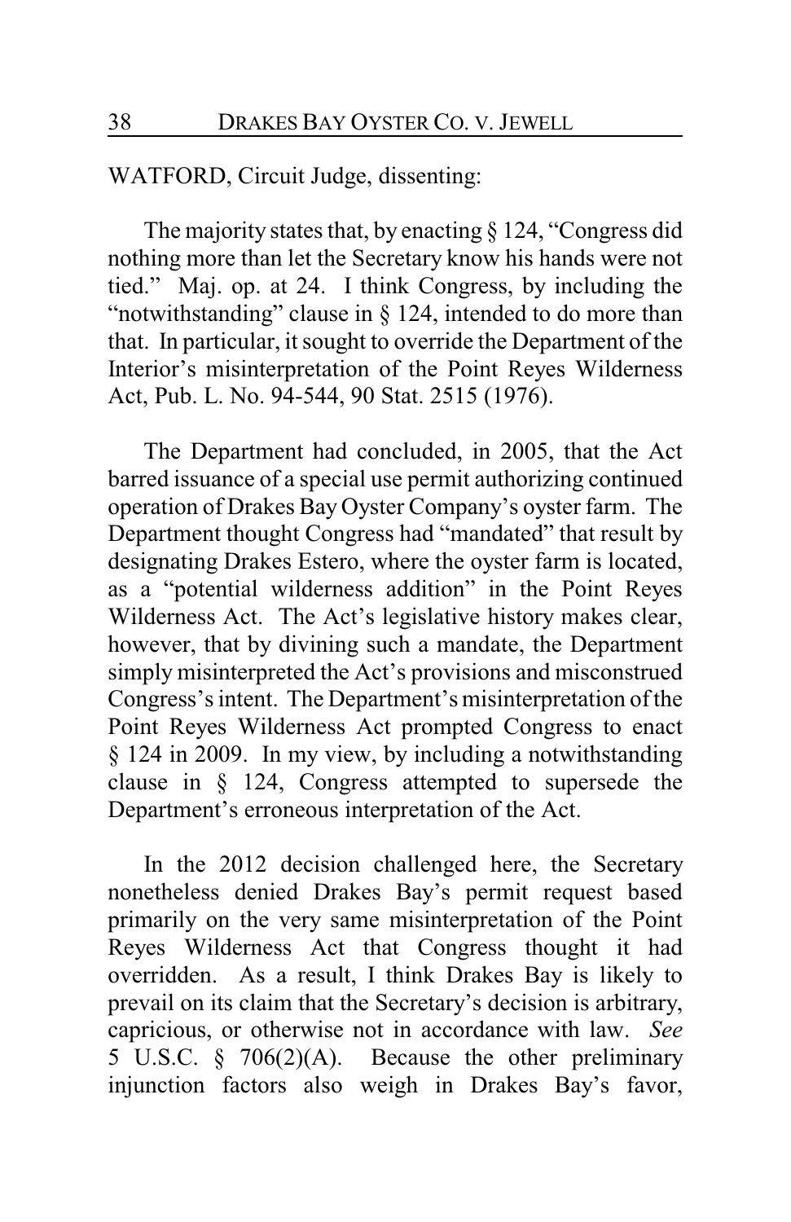WATFORD, Circuit Judge, dissenting:

The majority states that, by enacting § 124, "Congress did nothing more than let the Secretary know his hands were not tied." Maj. op. at 24. I think Congress, by including the "notwithstanding" clause in § 124, intended to do more than that. In particular, it sought to override the Department of the Interior's misinterpretation of the Point Reyes Wilderness Act, Pub. L. No. 94-544, 90 Stat. 2515 (1976).

The Department had concluded, in 2005, that the Act barred issuance of a special use permit authorizing continued operation of Drakes Bay Oyster Company's oyster farm. The Department thought Congress had "mandated" that result by designating Drakes Estero, where the oyster farm is located, as a "potential wilderness addition" in the Point Reyes Wilderness Act. The Act's legislative history makes clear, however, that by divining such a mandate, the Department simply misinterpreted the Act's provisions and misconstrued Congress's intent. The Department's misinterpretation of the Point Reyes Wilderness Act prompted Congress to enact § 124 in 2009. In my view, by including a notwithstanding clause in § 124, Congress attempted to supersede the Department's erroneous interpretation of the Act.

In the 2012 decision challenged here, the Secretary nonetheless denied Drakes Bay's permit request based primarily on the very same misinterpretation of the Point Reyes Wilderness Act that Congress thought it had overridden. As a result, I think Drakes Bay is likely to prevail on its claim that the Secretary's decision is arbitrary, capricious, or otherwise not in accordance with law. *See* 5 U.S.C. § 706(2)(A). Because the other preliminary injunction factors also weigh in Drakes Bay's favor,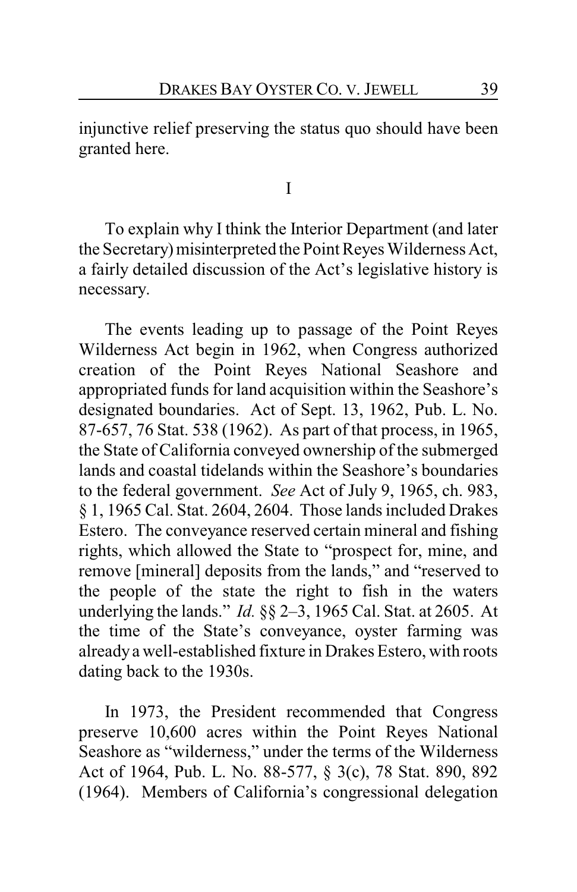injunctive relief preserving the status quo should have been granted here.

I

To explain why I think the Interior Department (and later the Secretary) misinterpreted the Point Reyes Wilderness Act, a fairly detailed discussion of the Act's legislative history is necessary.

The events leading up to passage of the Point Reyes Wilderness Act begin in 1962, when Congress authorized creation of the Point Reyes National Seashore and appropriated funds for land acquisition within the Seashore's designated boundaries. Act of Sept. 13, 1962, Pub. L. No. 87-657, 76 Stat. 538 (1962). As part of that process, in 1965, the State of California conveyed ownership of the submerged lands and coastal tidelands within the Seashore's boundaries to the federal government. *See* Act of July 9, 1965, ch. 983, § 1, 1965 Cal. Stat. 2604, 2604. Those lands included Drakes Estero. The conveyance reserved certain mineral and fishing rights, which allowed the State to "prospect for, mine, and remove [mineral] deposits from the lands," and "reserved to the people of the state the right to fish in the waters underlying the lands." *Id.* §§ 2–3, 1965 Cal. Stat. at 2605. At the time of the State's conveyance, oyster farming was already a well-established fixture in Drakes Estero, with roots dating back to the 1930s.

In 1973, the President recommended that Congress preserve 10,600 acres within the Point Reyes National Seashore as "wilderness," under the terms of the Wilderness Act of 1964, Pub. L. No. 88-577, § 3(c), 78 Stat. 890, 892 (1964). Members of California's congressional delegation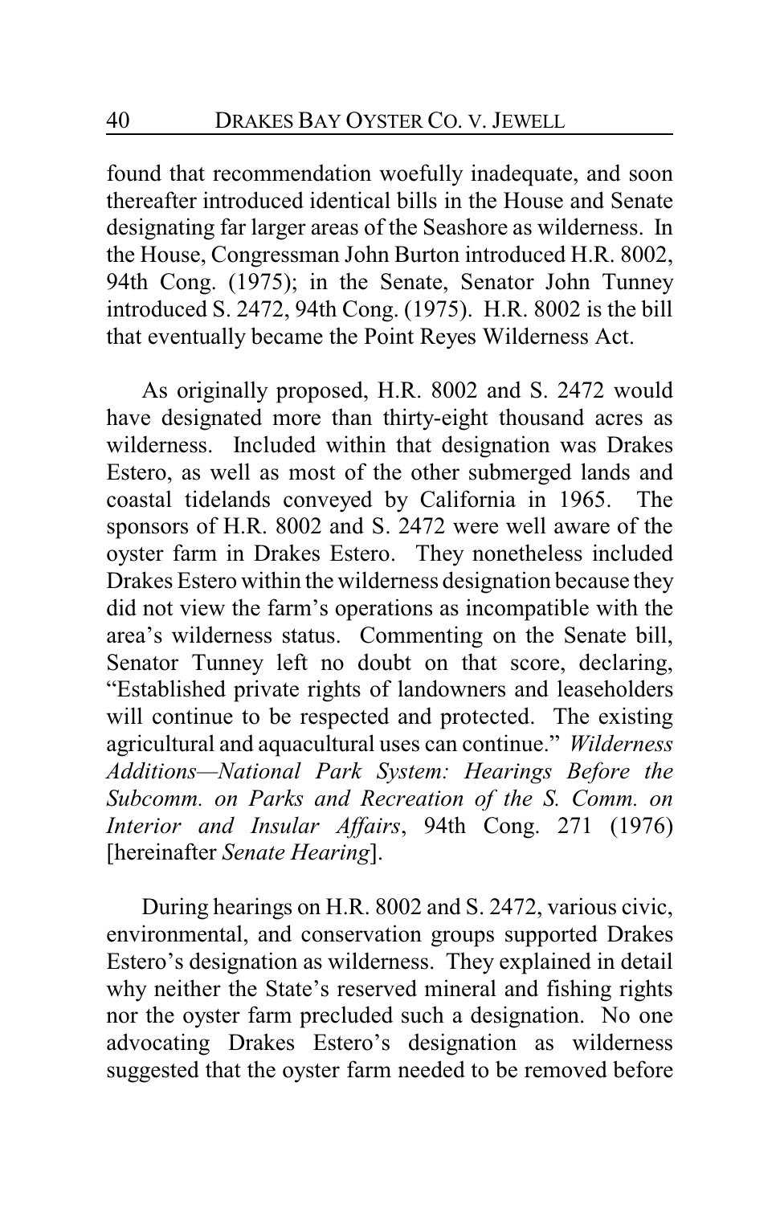found that recommendation woefully inadequate, and soon thereafter introduced identical bills in the House and Senate designating far larger areas of the Seashore as wilderness. In the House, Congressman John Burton introduced H.R. 8002, 94th Cong. (1975); in the Senate, Senator John Tunney introduced S. 2472, 94th Cong. (1975). H.R. 8002 is the bill that eventually became the Point Reyes Wilderness Act.

As originally proposed, H.R. 8002 and S. 2472 would have designated more than thirty-eight thousand acres as wilderness. Included within that designation was Drakes Estero, as well as most of the other submerged lands and coastal tidelands conveyed by California in 1965. The sponsors of H.R. 8002 and S. 2472 were well aware of the oyster farm in Drakes Estero. They nonetheless included Drakes Estero within the wilderness designation because they did not view the farm's operations as incompatible with the area's wilderness status. Commenting on the Senate bill, Senator Tunney left no doubt on that score, declaring, "Established private rights of landowners and leaseholders will continue to be respected and protected. The existing agricultural and aquacultural uses can continue." *Wilderness Additions—National Park System: Hearings Before the Subcomm. on Parks and Recreation of the S. Comm. on Interior and Insular Affairs*, 94th Cong. 271 (1976) [hereinafter *Senate Hearing*].

During hearings on H.R. 8002 and S. 2472, various civic, environmental, and conservation groups supported Drakes Estero's designation as wilderness. They explained in detail why neither the State's reserved mineral and fishing rights nor the oyster farm precluded such a designation. No one advocating Drakes Estero's designation as wilderness suggested that the oyster farm needed to be removed before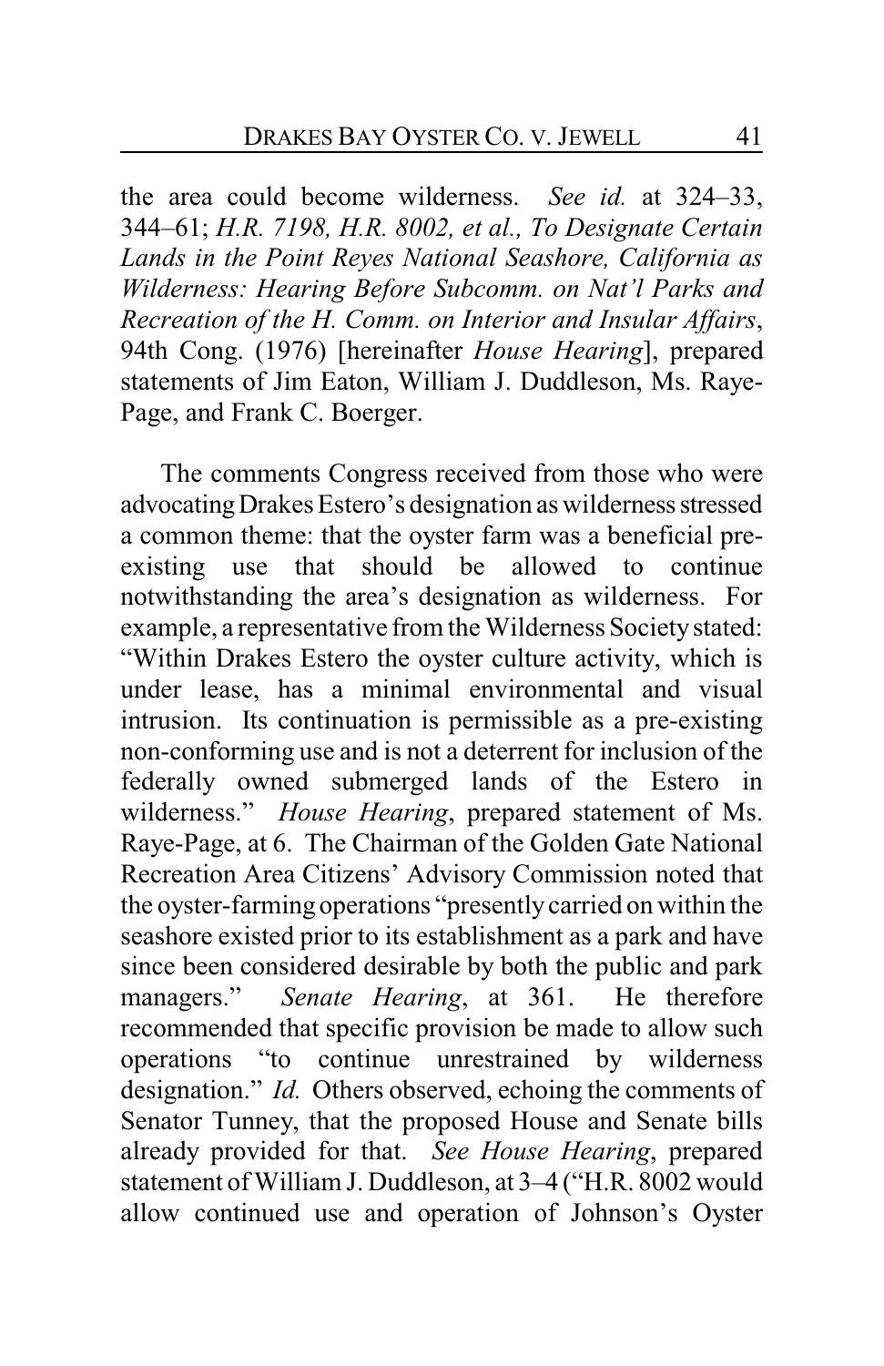the area could become wilderness. *See id.* at 324–33, 344–61; *H.R. 7198, H.R. 8002, et al., To Designate Certain Lands in the Point Reyes National Seashore, California as Wilderness: Hearing Before Subcomm. on Nat'l Parks and Recreation of the H. Comm. on Interior and Insular Affairs*, 94th Cong. (1976) [hereinafter *House Hearing*], prepared statements of Jim Eaton, William J. Duddleson, Ms. Raye-Page, and Frank C. Boerger.

The comments Congress received from those who were advocating Drakes Estero's designation as wilderness stressed a common theme: that the oyster farm was a beneficial pre-existing use that should be allowed to continue notwithstanding the area's designation as wilderness. For example, a representative from the Wilderness Society stated: "Within Drakes Estero the oyster culture activity, which is under lease, has a minimal environmental and visual intrusion. Its continuation is permissible as a pre-existing non-conforming use and is not a deterrent for inclusion of the federally owned submerged lands of the Estero in wilderness." *House Hearing*, prepared statement of Ms. Raye-Page, at 6. The Chairman of the Golden Gate National Recreation Area Citizens' Advisory Commission noted that the oyster-farming operations "presently carried on within the seashore existed prior to its establishment as a park and have since been considered desirable by both the public and park managers." *Senate Hearing*, at 361. He therefore recommended that specific provision be made to allow such operations "to continue unrestrained by wilderness designation." *Id.* Others observed, echoing the comments of Senator Tunney, that the proposed House and Senate bills already provided for that. *See House Hearing*, prepared statement of William J. Duddleson, at 3–4 ("H.R. 8002 would allow continued use and operation of Johnson's Oyster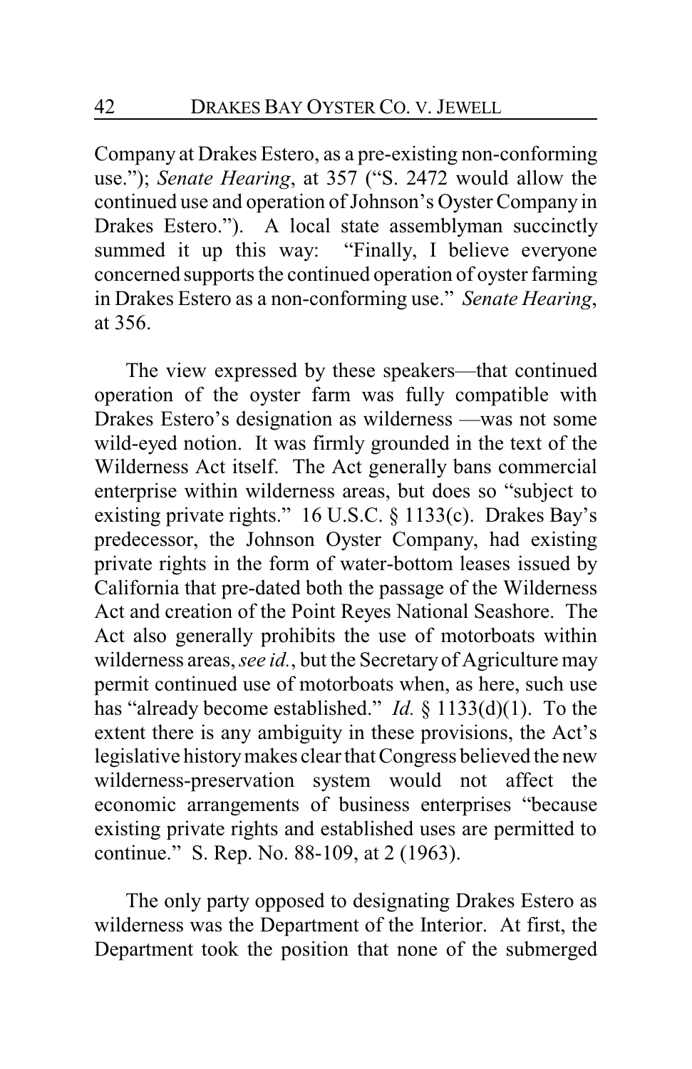Company at Drakes Estero, as a pre-existing non-conforming use."); *Senate Hearing*, at 357 ("S. 2472 would allow the continued use and operation of Johnson's Oyster Company in Drakes Estero."). A local state assemblyman succinctly summed it up this way: "Finally, I believe everyone concerned supports the continued operation of oyster farming in Drakes Estero as a non-conforming use." *Senate Hearing*, at 356.

The view expressed by these speakers—that continued operation of the oyster farm was fully compatible with Drakes Estero's designation as wilderness —was not some wild-eyed notion. It was firmly grounded in the text of the Wilderness Act itself. The Act generally bans commercial enterprise within wilderness areas, but does so "subject to existing private rights." 16 U.S.C. § 1133(c). Drakes Bay's predecessor, the Johnson Oyster Company, had existing private rights in the form of water-bottom leases issued by California that pre-dated both the passage of the Wilderness Act and creation of the Point Reyes National Seashore. The Act also generally prohibits the use of motorboats within wilderness areas, *see id.*, but the Secretary of Agriculture may permit continued use of motorboats when, as here, such use has "already become established." *Id.* § 1133(d)(1). To the extent there is any ambiguity in these provisions, the Act's legislative history makes clear that Congress believed the new wilderness-preservation system would not affect the economic arrangements of business enterprises "because existing private rights and established uses are permitted to continue." S. Rep. No. 88-109, at 2 (1963).

The only party opposed to designating Drakes Estero as wilderness was the Department of the Interior. At first, the Department took the position that none of the submerged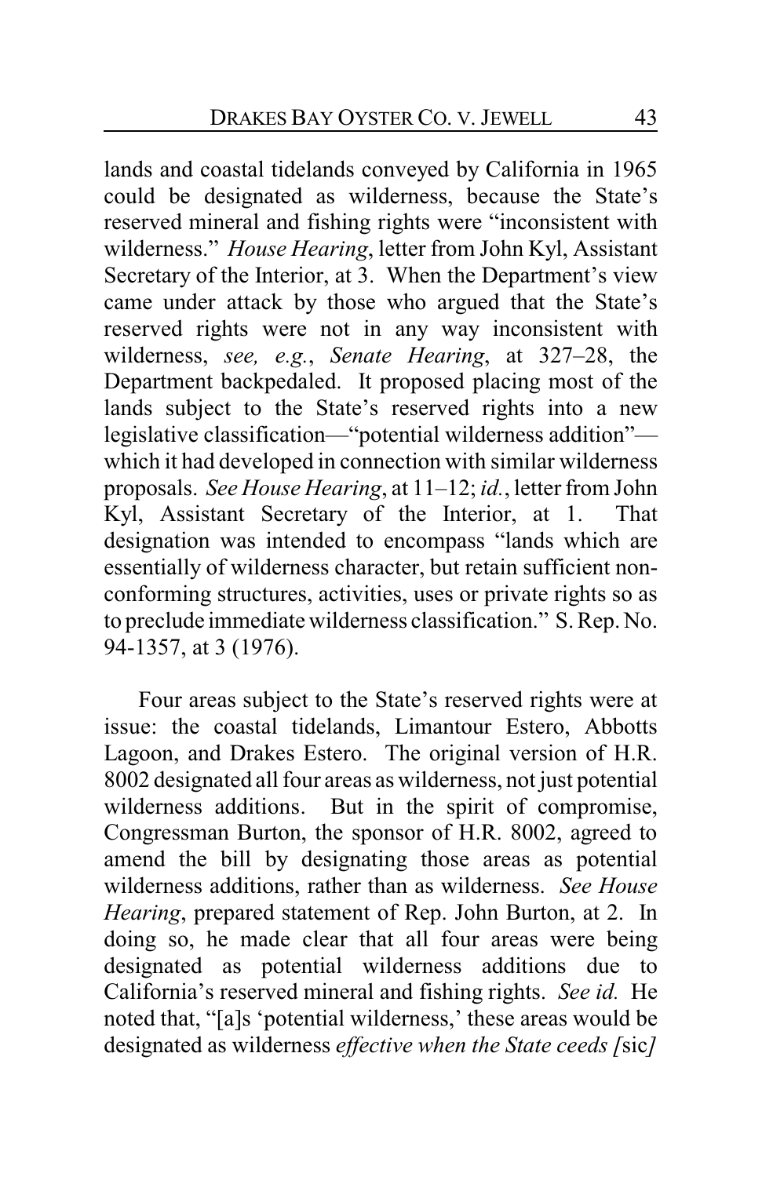lands and coastal tidelands conveyed by California in 1965 could be designated as wilderness, because the State's reserved mineral and fishing rights were "inconsistent with wilderness." *House Hearing*, letter from John Kyl, Assistant Secretary of the Interior, at 3. When the Department's view came under attack by those who argued that the State's reserved rights were not in any way inconsistent with wilderness, *see, e.g.*, *Senate Hearing*, at 327–28, the Department backpedaled. It proposed placing most of the lands subject to the State's reserved rights into a new legislative classification—"potential wilderness addition"—which it had developed in connection with similar wilderness proposals. *See House Hearing*, at 11–12; *id.*, letter from John Kyl, Assistant Secretary of the Interior, at 1. That designation was intended to encompass "lands which are essentially of wilderness character, but retain sufficient non-conforming structures, activities, uses or private rights so as to preclude immediate wilderness classification." S. Rep. No. 94-1357, at 3 (1976).

Four areas subject to the State's reserved rights were at issue: the coastal tidelands, Limantour Estero, Abbotts Lagoon, and Drakes Estero. The original version of H.R. 8002 designated all four areas as wilderness, not just potential wilderness additions. But in the spirit of compromise, Congressman Burton, the sponsor of H.R. 8002, agreed to amend the bill by designating those areas as potential wilderness additions, rather than as wilderness. *See House Hearing*, prepared statement of Rep. John Burton, at 2. In doing so, he made clear that all four areas were being designated as potential wilderness additions due to California's reserved mineral and fishing rights. *See id.* He noted that, "[a]s 'potential wilderness,' these areas would be designated as wilderness *effective when the State ceeds [*sic*]*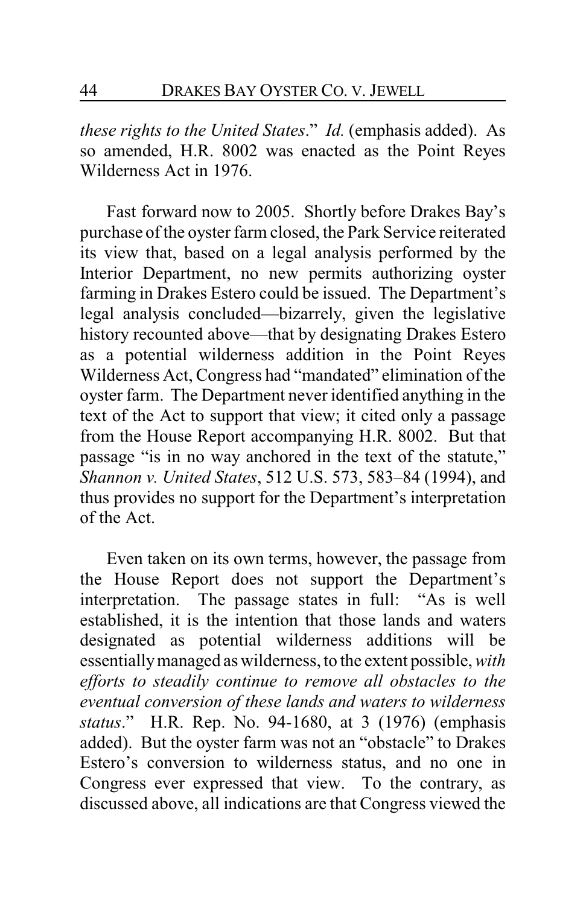*these rights to the United States*." *Id.* (emphasis added). As so amended, H.R. 8002 was enacted as the Point Reyes Wilderness Act in 1976.

Fast forward now to 2005. Shortly before Drakes Bay's purchase of the oyster farm closed, the Park Service reiterated its view that, based on a legal analysis performed by the Interior Department, no new permits authorizing oyster farming in Drakes Estero could be issued. The Department's legal analysis concluded—bizarrely, given the legislative history recounted above—that by designating Drakes Estero as a potential wilderness addition in the Point Reyes Wilderness Act, Congress had "mandated" elimination of the oyster farm. The Department never identified anything in the text of the Act to support that view; it cited only a passage from the House Report accompanying H.R. 8002. But that passage "is in no way anchored in the text of the statute," *Shannon v. United States*, 512 U.S. 573, 583–84 (1994), and thus provides no support for the Department's interpretation of the Act.

Even taken on its own terms, however, the passage from the House Report does not support the Department's interpretation. The passage states in full: "As is well established, it is the intention that those lands and waters designated as potential wilderness additions will be essentially managed as wilderness, to the extent possible, *with efforts to steadily continue to remove all obstacles to the eventual conversion of these lands and waters to wilderness status*." H.R. Rep. No. 94-1680, at 3 (1976) (emphasis added). But the oyster farm was not an "obstacle" to Drakes Estero's conversion to wilderness status, and no one in Congress ever expressed that view. To the contrary, as discussed above, all indications are that Congress viewed the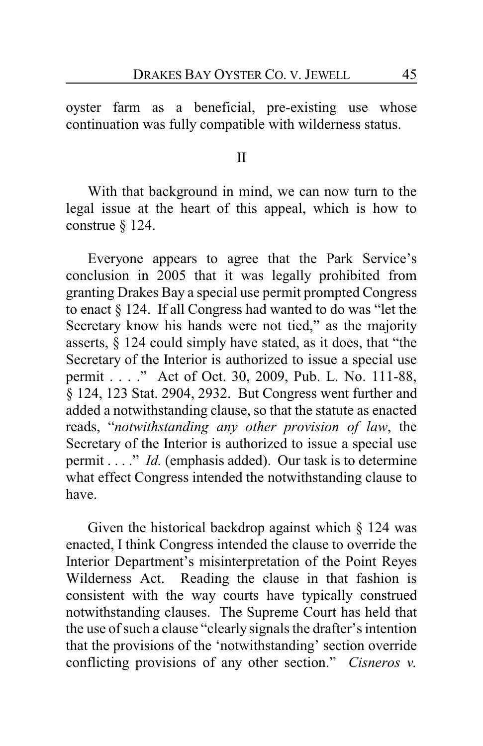oyster farm as a beneficial, pre-existing use whose continuation was fully compatible with wilderness status.

## II

With that background in mind, we can now turn to the legal issue at the heart of this appeal, which is how to construe § 124.

Everyone appears to agree that the Park Service's conclusion in 2005 that it was legally prohibited from granting Drakes Bay a special use permit prompted Congress to enact § 124. If all Congress had wanted to do was "let the Secretary know his hands were not tied," as the majority asserts, § 124 could simply have stated, as it does, that "the Secretary of the Interior is authorized to issue a special use permit . . . ." Act of Oct. 30, 2009, Pub. L. No. 111-88, § 124, 123 Stat. 2904, 2932. But Congress went further and added a notwithstanding clause, so that the statute as enacted reads, "*notwithstanding any other provision of law*, the Secretary of the Interior is authorized to issue a special use permit . . . ." *Id.* (emphasis added). Our task is to determine what effect Congress intended the notwithstanding clause to have.

Given the historical backdrop against which § 124 was enacted, I think Congress intended the clause to override the Interior Department's misinterpretation of the Point Reyes Wilderness Act. Reading the clause in that fashion is consistent with the way courts have typically construed notwithstanding clauses. The Supreme Court has held that the use of such a clause "clearly signals the drafter's intention that the provisions of the 'notwithstanding' section override conflicting provisions of any other section." *Cisneros v.*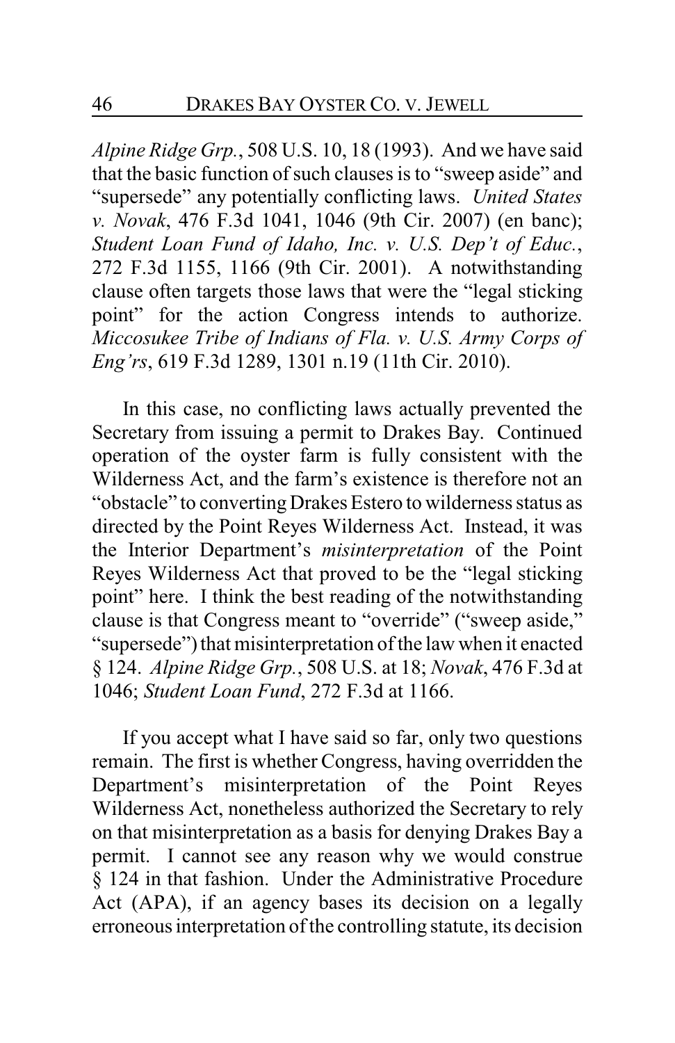*Alpine Ridge Grp.*, 508 U.S. 10, 18 (1993). And we have said that the basic function of such clauses is to "sweep aside" and "supersede" any potentially conflicting laws. *United States v. Novak*, 476 F.3d 1041, 1046 (9th Cir. 2007) (en banc); *Student Loan Fund of Idaho, Inc. v. U.S. Dep't of Educ.*, 272 F.3d 1155, 1166 (9th Cir. 2001). A notwithstanding clause often targets those laws that were the "legal sticking point" for the action Congress intends to authorize. *Miccosukee Tribe of Indians of Fla. v. U.S. Army Corps of Eng'rs*, 619 F.3d 1289, 1301 n.19 (11th Cir. 2010).

In this case, no conflicting laws actually prevented the Secretary from issuing a permit to Drakes Bay. Continued operation of the oyster farm is fully consistent with the Wilderness Act, and the farm's existence is therefore not an "obstacle" to converting Drakes Estero to wilderness status as directed by the Point Reyes Wilderness Act. Instead, it was the Interior Department's *misinterpretation* of the Point Reyes Wilderness Act that proved to be the "legal sticking point" here. I think the best reading of the notwithstanding clause is that Congress meant to "override" ("sweep aside," "supersede") that misinterpretation of the law when it enacted § 124. *Alpine Ridge Grp.*, 508 U.S. at 18; *Novak*, 476 F.3d at 1046; *Student Loan Fund*, 272 F.3d at 1166.

If you accept what I have said so far, only two questions remain. The first is whether Congress, having overridden the Department's misinterpretation of the Point Reyes Wilderness Act, nonetheless authorized the Secretary to rely on that misinterpretation as a basis for denying Drakes Bay a permit. I cannot see any reason why we would construe § 124 in that fashion. Under the Administrative Procedure Act (APA), if an agency bases its decision on a legally erroneous interpretation of the controlling statute, its decision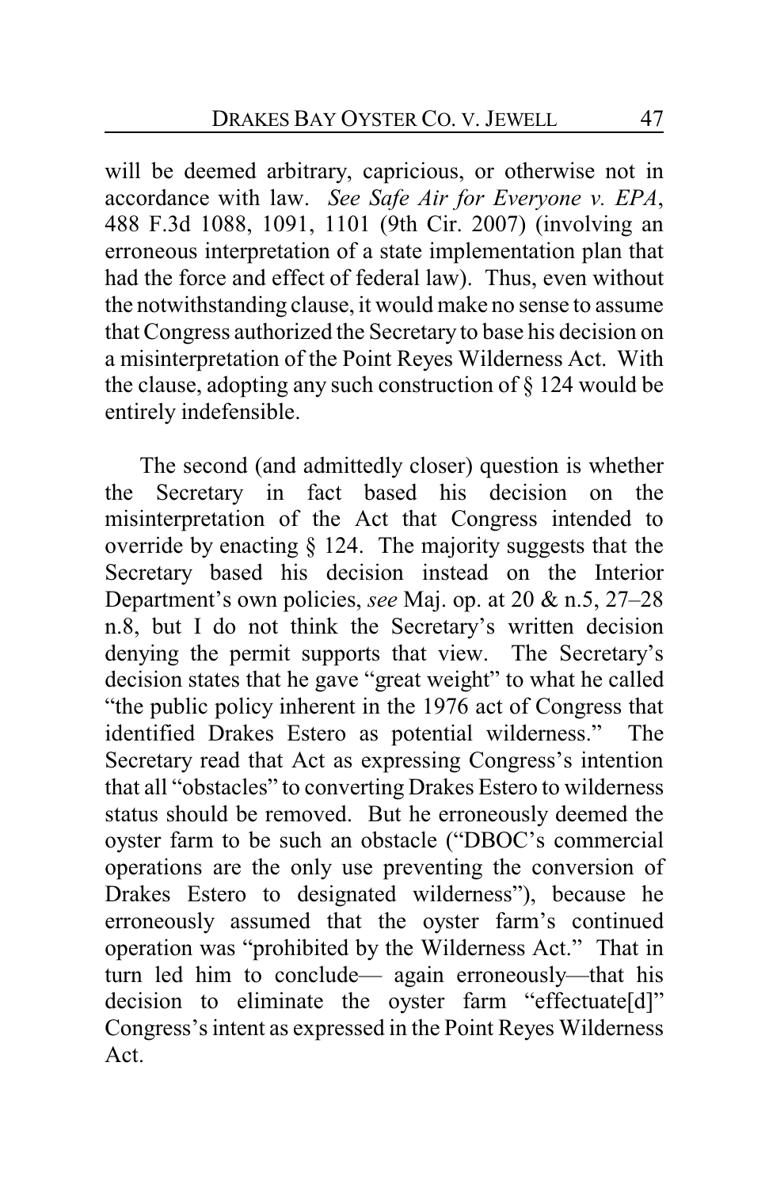will be deemed arbitrary, capricious, or otherwise not in accordance with law. *See Safe Air for Everyone v. EPA*, 488 F.3d 1088, 1091, 1101 (9th Cir. 2007) (involving an erroneous interpretation of a state implementation plan that had the force and effect of federal law). Thus, even without the notwithstanding clause, it would make no sense to assume that Congress authorized the Secretary to base his decision on a misinterpretation of the Point Reyes Wilderness Act. With the clause, adopting any such construction of § 124 would be entirely indefensible.

The second (and admittedly closer) question is whether the Secretary in fact based his decision on the misinterpretation of the Act that Congress intended to override by enacting § 124. The majority suggests that the Secretary based his decision instead on the Interior Department's own policies, *see* Maj. op. at 20 & n.5, 27–28 n.8, but I do not think the Secretary's written decision denying the permit supports that view. The Secretary's decision states that he gave "great weight" to what he called "the public policy inherent in the 1976 act of Congress that identified Drakes Estero as potential wilderness." The Secretary read that Act as expressing Congress's intention that all "obstacles" to converting Drakes Estero to wilderness status should be removed. But he erroneously deemed the oyster farm to be such an obstacle ("DBOC's commercial operations are the only use preventing the conversion of Drakes Estero to designated wilderness"), because he erroneously assumed that the oyster farm's continued operation was "prohibited by the Wilderness Act." That in turn led him to conclude— again erroneously—that his decision to eliminate the oyster farm "effectuate[d]" Congress's intent as expressed in the Point Reyes Wilderness Act.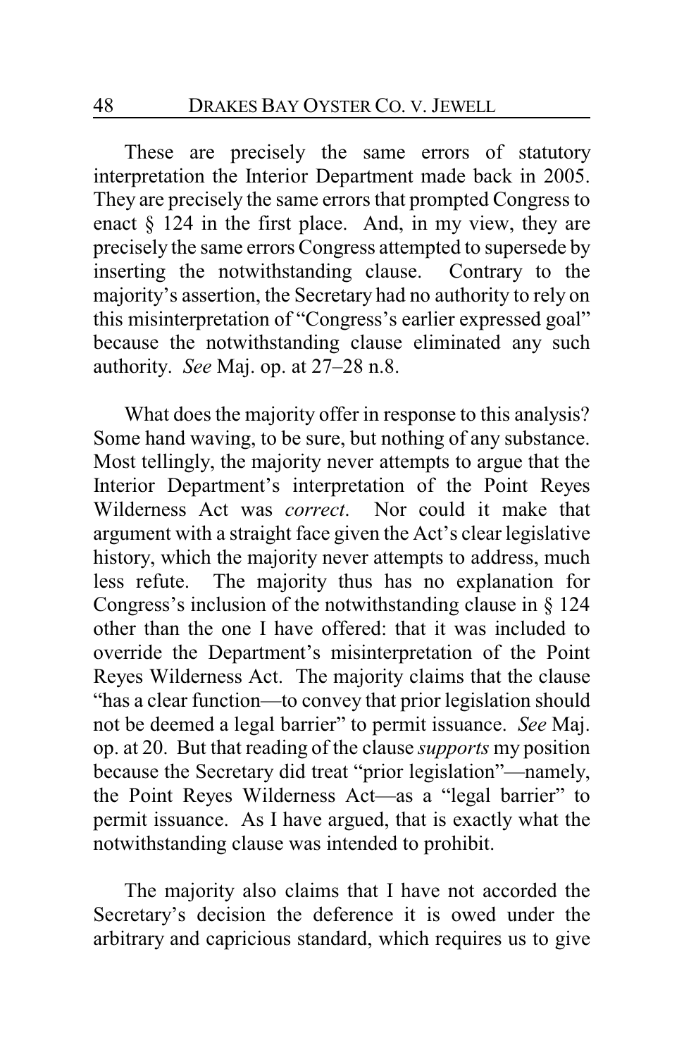These are precisely the same errors of statutory interpretation the Interior Department made back in 2005. They are precisely the same errors that prompted Congress to enact § 124 in the first place. And, in my view, they are precisely the same errors Congress attempted to supersede by inserting the notwithstanding clause. Contrary to the majority's assertion, the Secretary had no authority to rely on this misinterpretation of "Congress's earlier expressed goal" because the notwithstanding clause eliminated any such authority. *See* Maj. op. at 27–28 n.8.

What does the majority offer in response to this analysis? Some hand waving, to be sure, but nothing of any substance. Most tellingly, the majority never attempts to argue that the Interior Department's interpretation of the Point Reyes Wilderness Act was *correct*. Nor could it make that argument with a straight face given the Act's clear legislative history, which the majority never attempts to address, much less refute. The majority thus has no explanation for Congress's inclusion of the notwithstanding clause in § 124 other than the one I have offered: that it was included to override the Department's misinterpretation of the Point Reyes Wilderness Act. The majority claims that the clause "has a clear function—to convey that prior legislation should not be deemed a legal barrier" to permit issuance. *See* Maj. op. at 20. But that reading of the clause *supports* my position because the Secretary did treat "prior legislation"—namely, the Point Reyes Wilderness Act—as a "legal barrier" to permit issuance. As I have argued, that is exactly what the notwithstanding clause was intended to prohibit.

The majority also claims that I have not accorded the Secretary's decision the deference it is owed under the arbitrary and capricious standard, which requires us to give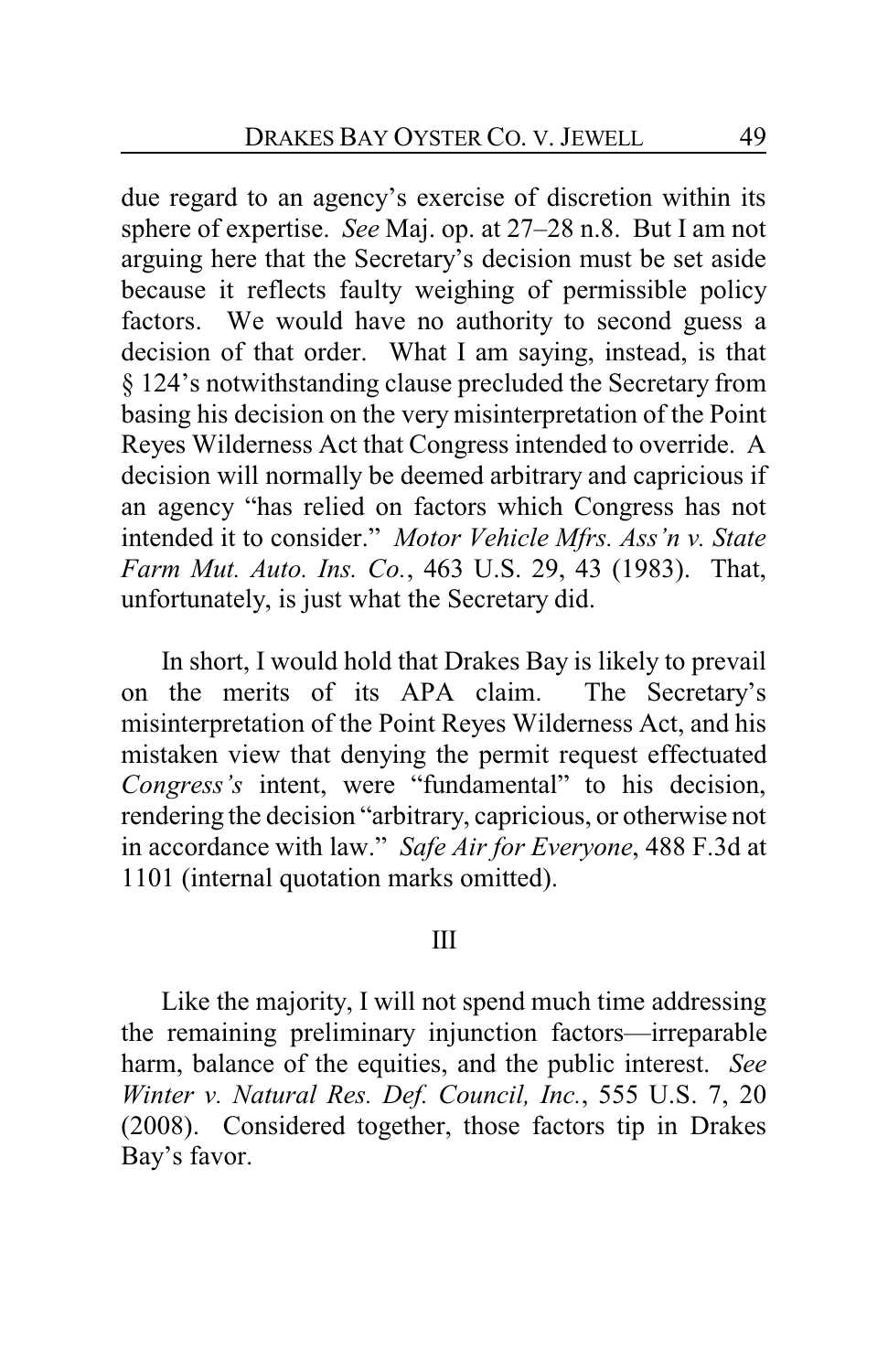due regard to an agency's exercise of discretion within its sphere of expertise. *See* Maj. op. at 27–28 n.8. But I am not arguing here that the Secretary's decision must be set aside because it reflects faulty weighing of permissible policy factors. We would have no authority to second guess a decision of that order. What I am saying, instead, is that § 124's notwithstanding clause precluded the Secretary from basing his decision on the very misinterpretation of the Point Reyes Wilderness Act that Congress intended to override. A decision will normally be deemed arbitrary and capricious if an agency "has relied on factors which Congress has not intended it to consider." *Motor Vehicle Mfrs. Ass'n v. State Farm Mut. Auto. Ins. Co.*, 463 U.S. 29, 43 (1983). That, unfortunately, is just what the Secretary did.

In short, I would hold that Drakes Bay is likely to prevail on the merits of its APA claim. The Secretary's misinterpretation of the Point Reyes Wilderness Act, and his mistaken view that denying the permit request effectuated *Congress's* intent, were "fundamental" to his decision, rendering the decision "arbitrary, capricious, or otherwise not in accordance with law." *Safe Air for Everyone*, 488 F.3d at 1101 (internal quotation marks omitted).

## III

Like the majority, I will not spend much time addressing the remaining preliminary injunction factors—irreparable harm, balance of the equities, and the public interest. *See Winter v. Natural Res. Def. Council, Inc.*, 555 U.S. 7, 20 (2008). Considered together, those factors tip in Drakes Bay's favor.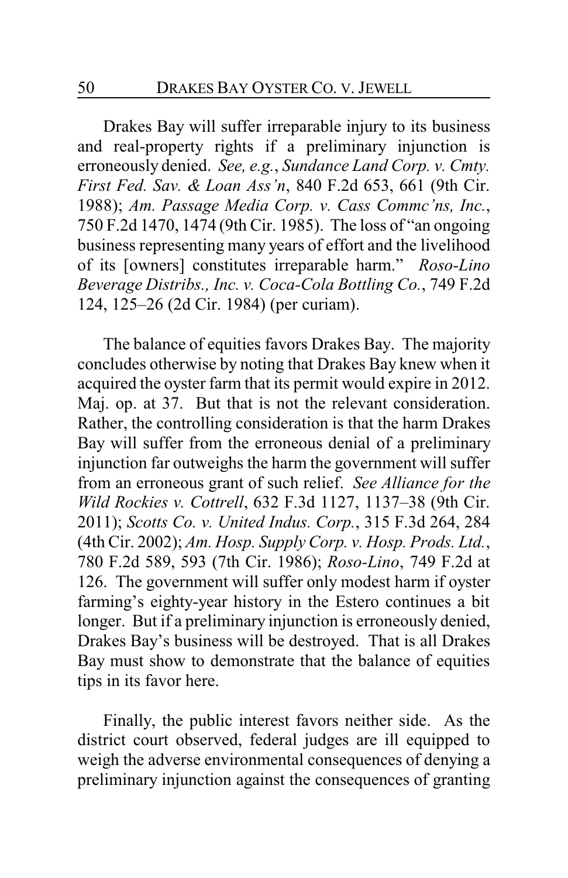Drakes Bay will suffer irreparable injury to its business and real-property rights if a preliminary injunction is erroneously denied. *See, e.g.*, *Sundance Land Corp. v. Cmty. First Fed. Sav. & Loan Ass'n*, 840 F.2d 653, 661 (9th Cir. 1988); *Am. Passage Media Corp. v. Cass Commc'ns, Inc.*, 750 F.2d 1470, 1474 (9th Cir. 1985). The loss of "an ongoing business representing many years of effort and the livelihood of its [owners] constitutes irreparable harm." *Roso-Lino Beverage Distribs., Inc. v. Coca-Cola Bottling Co.*, 749 F.2d 124, 125–26 (2d Cir. 1984) (per curiam).

The balance of equities favors Drakes Bay. The majority concludes otherwise by noting that Drakes Bay knew when it acquired the oyster farm that its permit would expire in 2012. Maj. op. at 37. But that is not the relevant consideration. Rather, the controlling consideration is that the harm Drakes Bay will suffer from the erroneous denial of a preliminary injunction far outweighs the harm the government will suffer from an erroneous grant of such relief. *See Alliance for the Wild Rockies v. Cottrell*, 632 F.3d 1127, 1137–38 (9th Cir. 2011); *Scotts Co. v. United Indus. Corp.*, 315 F.3d 264, 284 (4th Cir. 2002); *Am. Hosp. Supply Corp. v. Hosp. Prods. Ltd.*, 780 F.2d 589, 593 (7th Cir. 1986); *Roso-Lino*, 749 F.2d at 126. The government will suffer only modest harm if oyster farming's eighty-year history in the Estero continues a bit longer. But if a preliminary injunction is erroneously denied, Drakes Bay's business will be destroyed. That is all Drakes Bay must show to demonstrate that the balance of equities tips in its favor here.

Finally, the public interest favors neither side. As the district court observed, federal judges are ill equipped to weigh the adverse environmental consequences of denying a preliminary injunction against the consequences of granting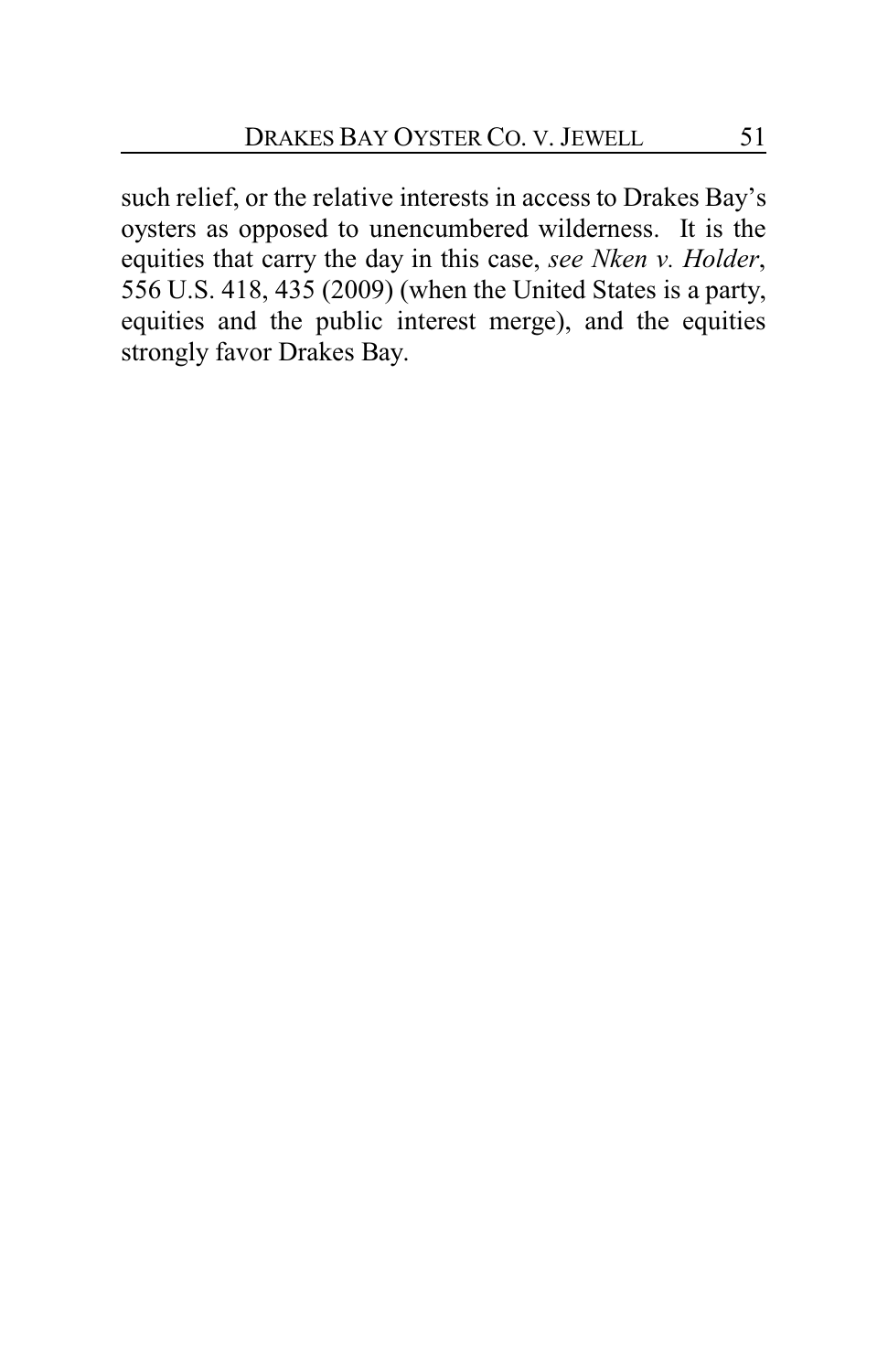such relief, or the relative interests in access to Drakes Bay's oysters as opposed to unencumbered wilderness. It is the equities that carry the day in this case, *see Nken v. Holder*, 556 U.S. 418, 435 (2009) (when the United States is a party, equities and the public interest merge), and the equities strongly favor Drakes Bay.